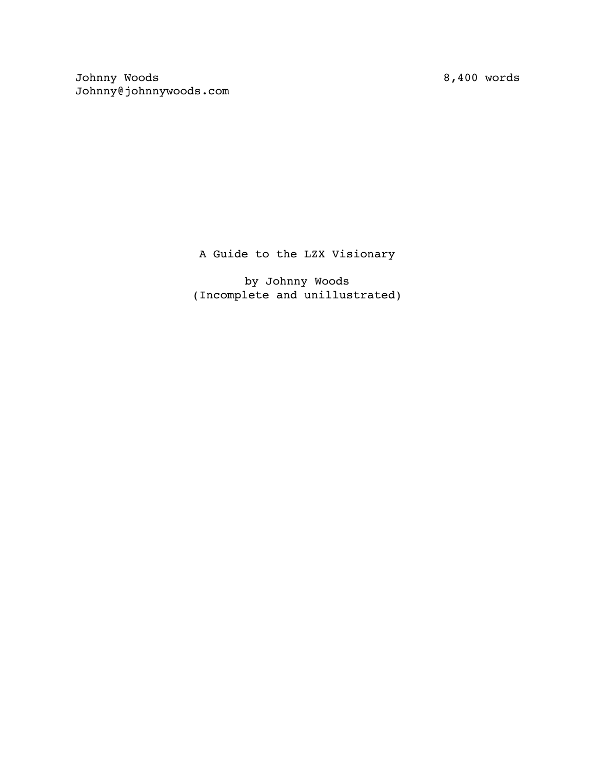Johnny Woods
Johnny@johnnywoods.com

8,400 words

# A Guide to the LZX Visionary

by Johnny Woods
(Incomplete and unillustrated)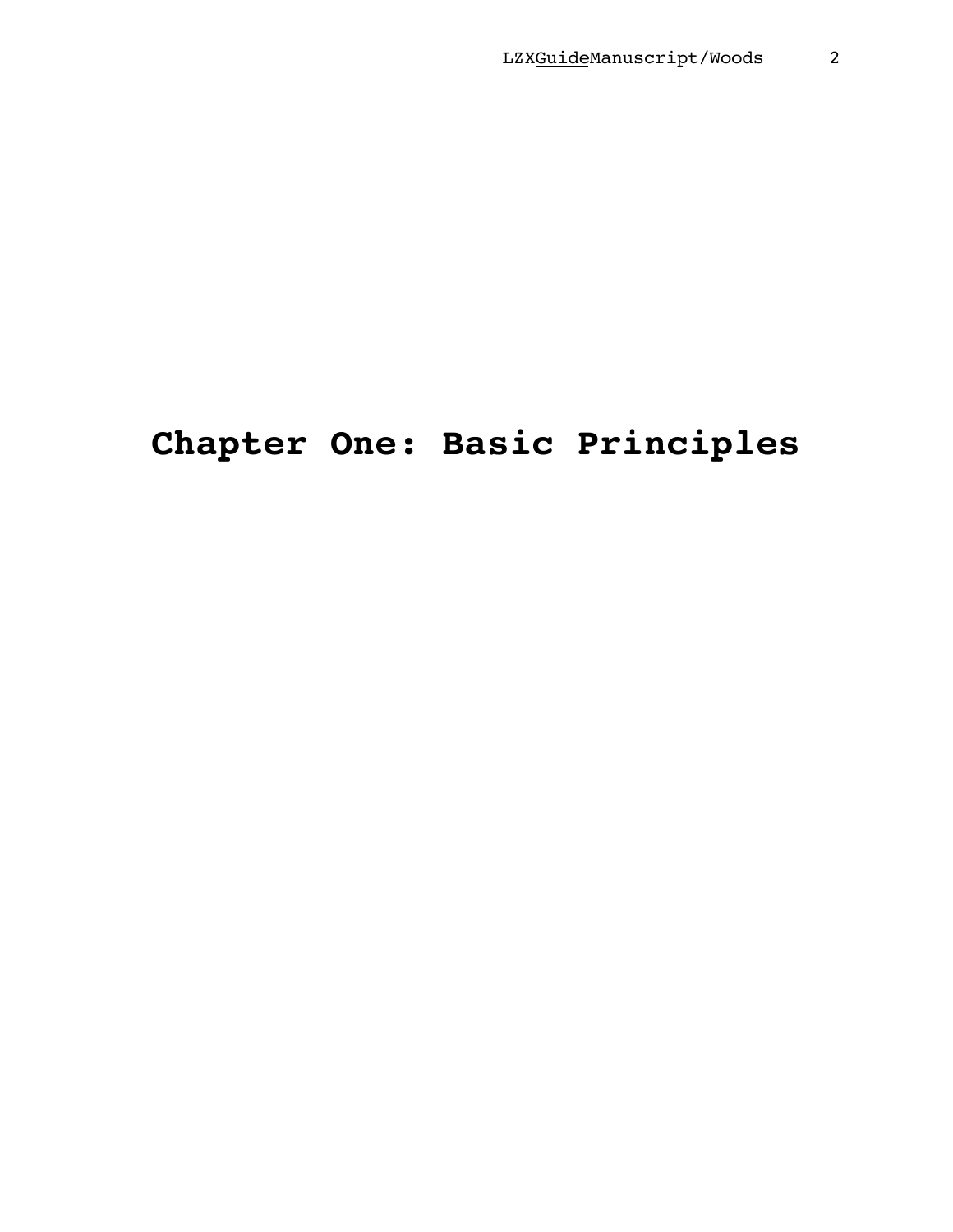# Chapter One: Basic Principles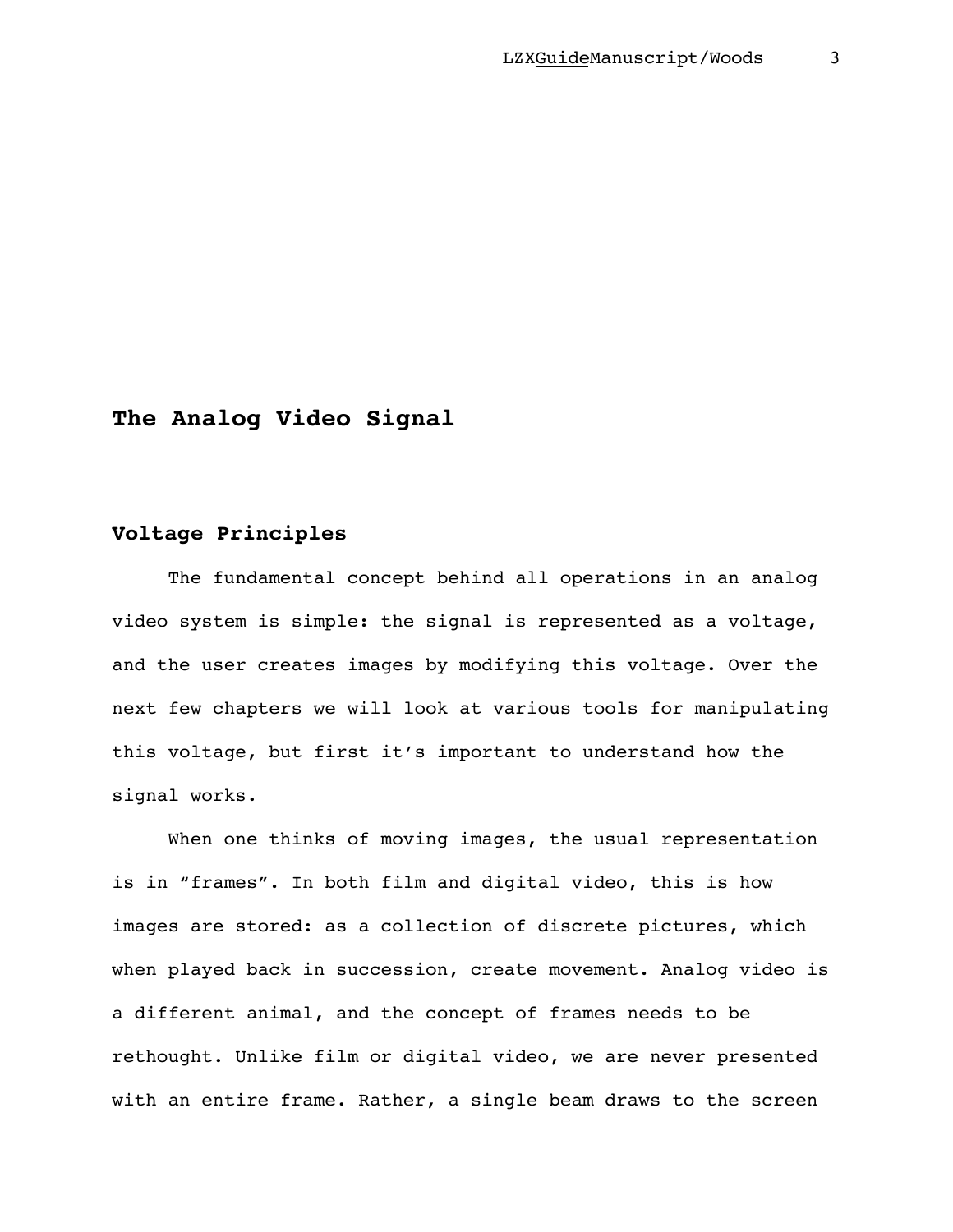# The Analog Video Signal

## Voltage Principles

The fundamental concept behind all operations in an analog video system is simple: the signal is represented as a voltage, and the user creates images by modifying this voltage. Over the next few chapters we will look at various tools for manipulating this voltage, but first it's important to understand how the signal works.

When one thinks of moving images, the usual representation is in "frames". In both film and digital video, this is how images are stored: as a collection of discrete pictures, which when played back in succession, create movement. Analog video is a different animal, and the concept of frames needs to be rethought. Unlike film or digital video, we are never presented with an entire frame. Rather, a single beam draws to the screen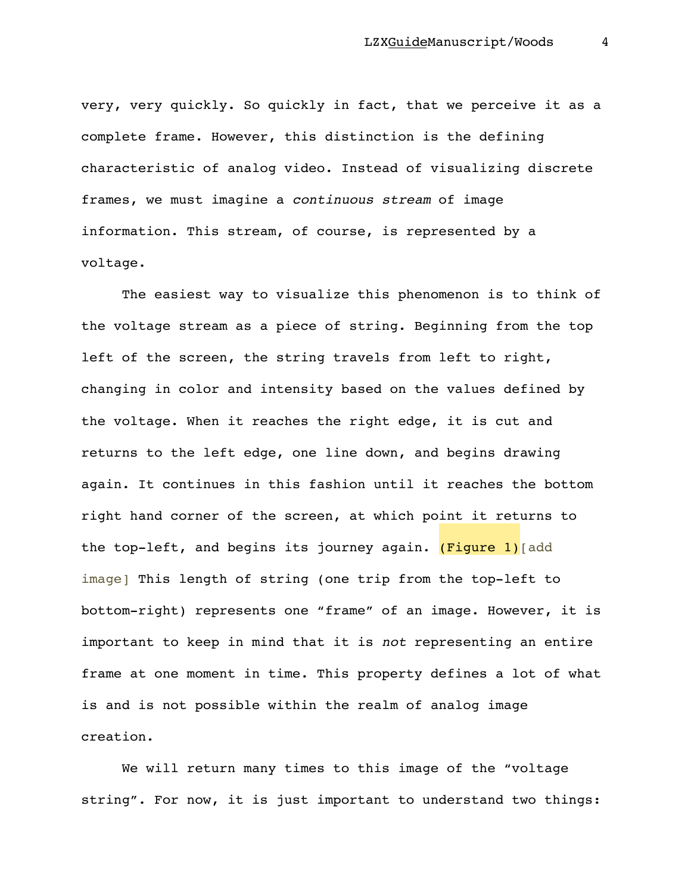very, very quickly. So quickly in fact, that we perceive it as a complete frame. However, this distinction is the defining characteristic of analog video. Instead of visualizing discrete frames, we must imagine a *continuous stream* of image information. This stream, of course, is represented by a voltage.

The easiest way to visualize this phenomenon is to think of the voltage stream as a piece of string. Beginning from the top left of the screen, the string travels from left to right, changing in color and intensity based on the values defined by the voltage. When it reaches the right edge, it is cut and returns to the left edge, one line down, and begins drawing again. It continues in this fashion until it reaches the bottom right hand corner of the screen, at which point it returns to the top-left, and begins its journey again. (Figure 1)[add image] This length of string (one trip from the top-left to bottom-right) represents one "frame" of an image. However, it is important to keep in mind that it is *not* representing an entire frame at one moment in time. This property defines a lot of what is and is not possible within the realm of analog image creation.

We will return many times to this image of the "voltage string". For now, it is just important to understand two things: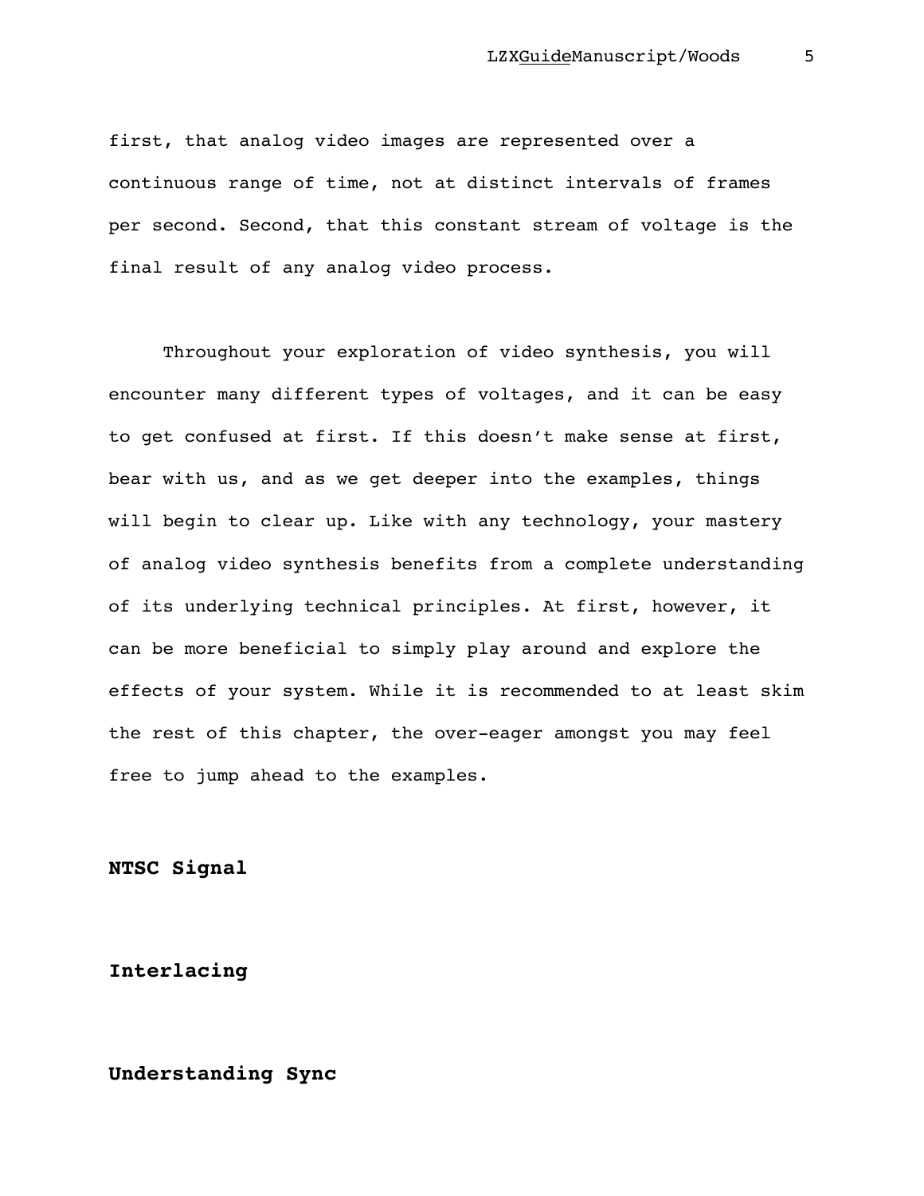first, that analog video images are represented over a continuous range of time, not at distinct intervals of frames per second. Second, that this constant stream of voltage is the final result of any analog video process.

Throughout your exploration of video synthesis, you will encounter many different types of voltages, and it can be easy to get confused at first. If this doesn't make sense at first, bear with us, and as we get deeper into the examples, things will begin to clear up. Like with any technology, your mastery of analog video synthesis benefits from a complete understanding of its underlying technical principles. At first, however, it can be more beneficial to simply play around and explore the effects of your system. While it is recommended to at least skim the rest of this chapter, the over-eager amongst you may feel free to jump ahead to the examples.

**NTSC Signal**

**Interlacing**

**Understanding Sync**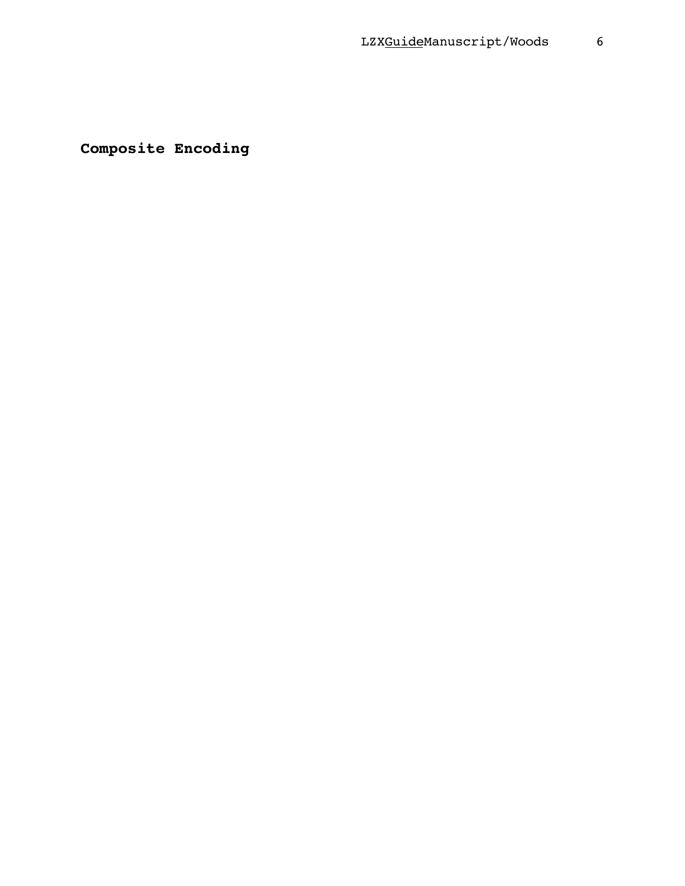## Composite Encoding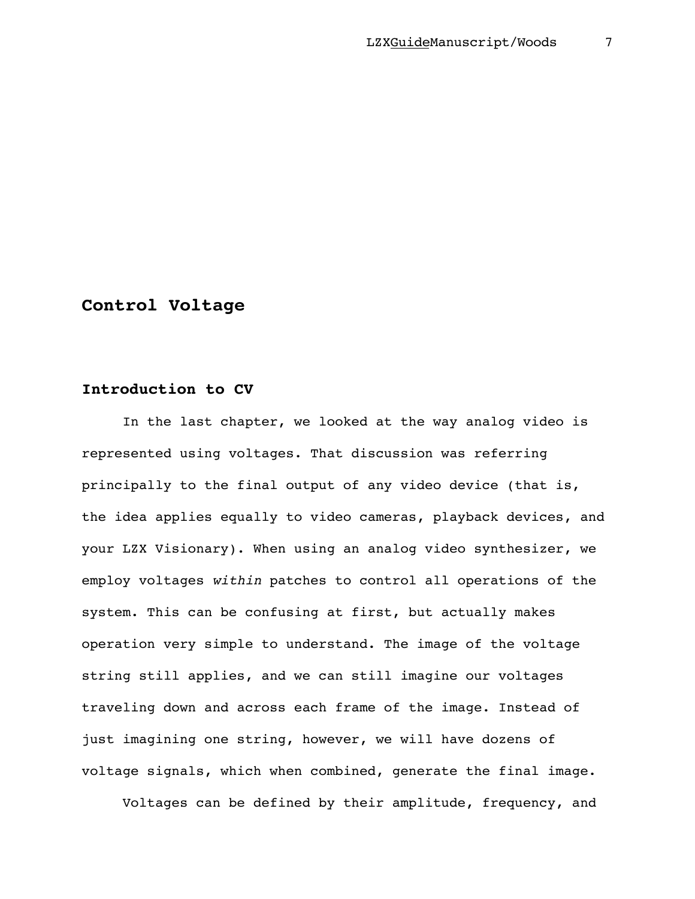# Control Voltage

## Introduction to CV

In the last chapter, we looked at the way analog video is represented using voltages. That discussion was referring principally to the final output of any video device (that is, the idea applies equally to video cameras, playback devices, and your LZX Visionary). When using an analog video synthesizer, we employ voltages *within* patches to control all operations of the system. This can be confusing at first, but actually makes operation very simple to understand. The image of the voltage string still applies, and we can still imagine our voltages traveling down and across each frame of the image. Instead of just imagining one string, however, we will have dozens of voltage signals, which when combined, generate the final image.

Voltages can be defined by their amplitude, frequency, and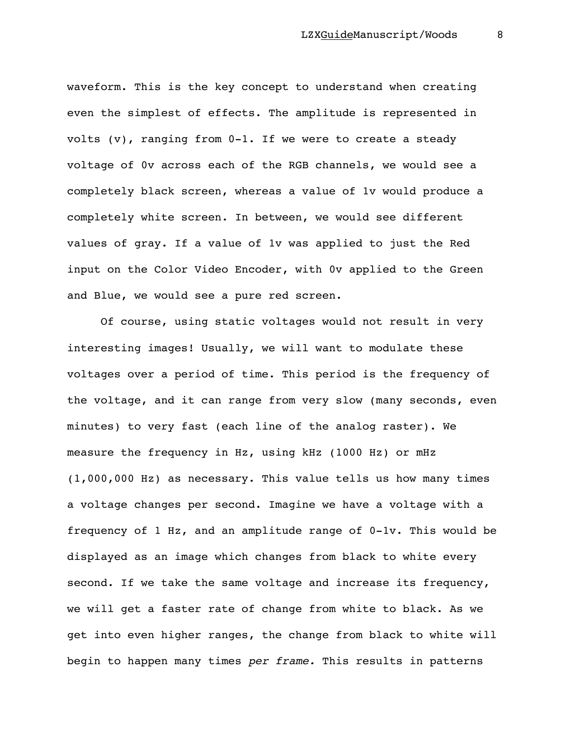waveform. This is the key concept to understand when creating even the simplest of effects. The amplitude is represented in volts (v), ranging from 0-1. If we were to create a steady voltage of 0v across each of the RGB channels, we would see a completely black screen, whereas a value of 1v would produce a completely white screen. In between, we would see different values of gray. If a value of 1v was applied to just the Red input on the Color Video Encoder, with 0v applied to the Green and Blue, we would see a pure red screen.

Of course, using static voltages would not result in very interesting images! Usually, we will want to modulate these voltages over a period of time. This period is the frequency of the voltage, and it can range from very slow (many seconds, even minutes) to very fast (each line of the analog raster). We measure the frequency in Hz, using kHz (1000 Hz) or mHz (1,000,000 Hz) as necessary. This value tells us how many times a voltage changes per second. Imagine we have a voltage with a frequency of 1 Hz, and an amplitude range of 0-1v. This would be displayed as an image which changes from black to white every second. If we take the same voltage and increase its frequency, we will get a faster rate of change from white to black. As we get into even higher ranges, the change from black to white will begin to happen many times *per frame.* This results in patterns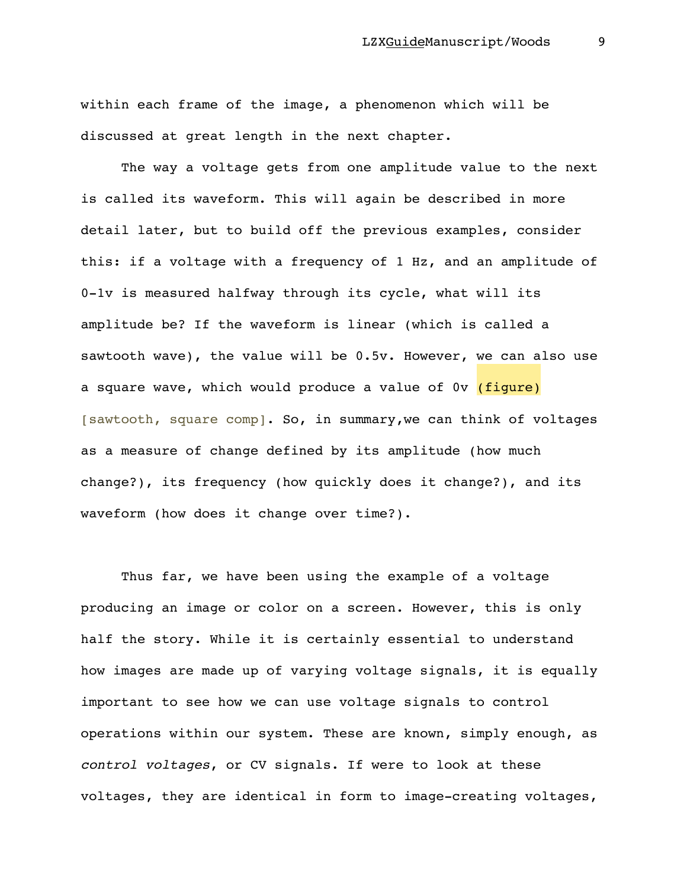within each frame of the image, a phenomenon which will be discussed at great length in the next chapter.

The way a voltage gets from one amplitude value to the next is called its waveform. This will again be described in more detail later, but to build off the previous examples, consider this: if a voltage with a frequency of 1 Hz, and an amplitude of 0-1v is measured halfway through its cycle, what will its amplitude be? If the waveform is linear (which is called a sawtooth wave), the value will be 0.5v. However, we can also use a square wave, which would produce a value of 0v (figure) [sawtooth, square comp]. So, in summary,we can think of voltages as a measure of change defined by its amplitude (how much change?), its frequency (how quickly does it change?), and its waveform (how does it change over time?).

Thus far, we have been using the example of a voltage producing an image or color on a screen. However, this is only half the story. While it is certainly essential to understand how images are made up of varying voltage signals, it is equally important to see how we can use voltage signals to control operations within our system. These are known, simply enough, as *control voltages*, or CV signals. If were to look at these voltages, they are identical in form to image-creating voltages,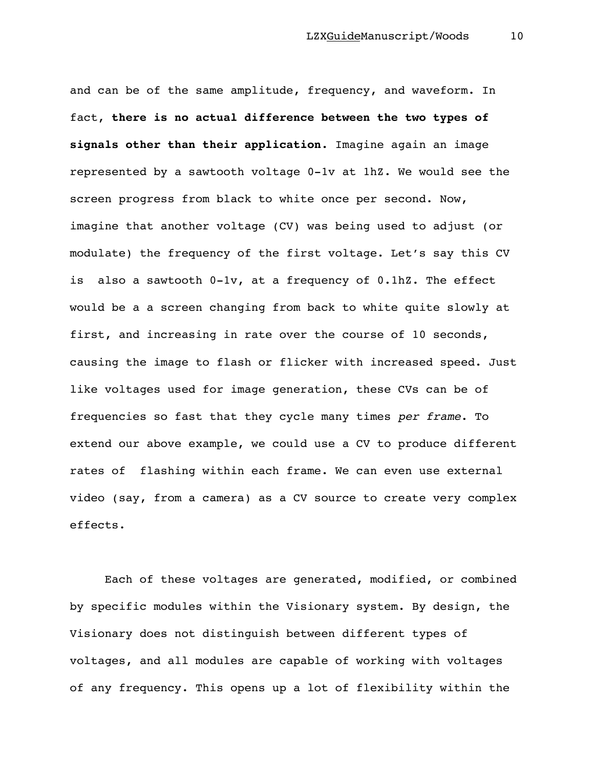and can be of the same amplitude, frequency, and waveform. In fact, **there is no actual difference between the two types of signals other than their application.** Imagine again an image represented by a sawtooth voltage 0-1v at 1hZ. We would see the screen progress from black to white once per second. Now, imagine that another voltage (CV) was being used to adjust (or modulate) the frequency of the first voltage. Let's say this CV is  also a sawtooth 0-1v, at a frequency of 0.1hZ. The effect would be a a screen changing from back to white quite slowly at first, and increasing in rate over the course of 10 seconds, causing the image to flash or flicker with increased speed. Just like voltages used for image generation, these CVs can be of frequencies so fast that they cycle many times *per frame*. To extend our above example, we could use a CV to produce different rates of  flashing within each frame. We can even use external video (say, from a camera) as a CV source to create very complex effects.

Each of these voltages are generated, modified, or combined by specific modules within the Visionary system. By design, the Visionary does not distinguish between different types of voltages, and all modules are capable of working with voltages of any frequency. This opens up a lot of flexibility within the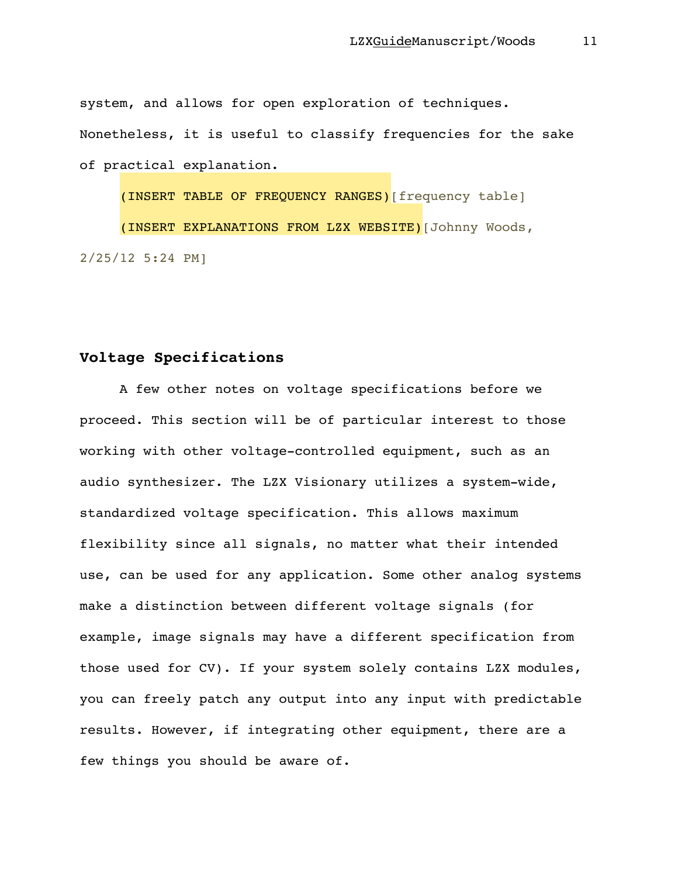system, and allows for open exploration of techniques. Nonetheless, it is useful to classify frequencies for the sake of practical explanation.

(INSERT TABLE OF FREQUENCY RANGES)[frequency table]

(INSERT EXPLANATIONS FROM LZX WEBSITE)[Johnny Woods, 2/25/12 5:24 PM]

## Voltage Specifications

A few other notes on voltage specifications before we proceed. This section will be of particular interest to those working with other voltage-controlled equipment, such as an audio synthesizer. The LZX Visionary utilizes a system-wide, standardized voltage specification. This allows maximum flexibility since all signals, no matter what their intended use, can be used for any application. Some other analog systems make a distinction between different voltage signals (for example, image signals may have a different specification from those used for CV). If your system solely contains LZX modules, you can freely patch any output into any input with predictable results. However, if integrating other equipment, there are a few things you should be aware of.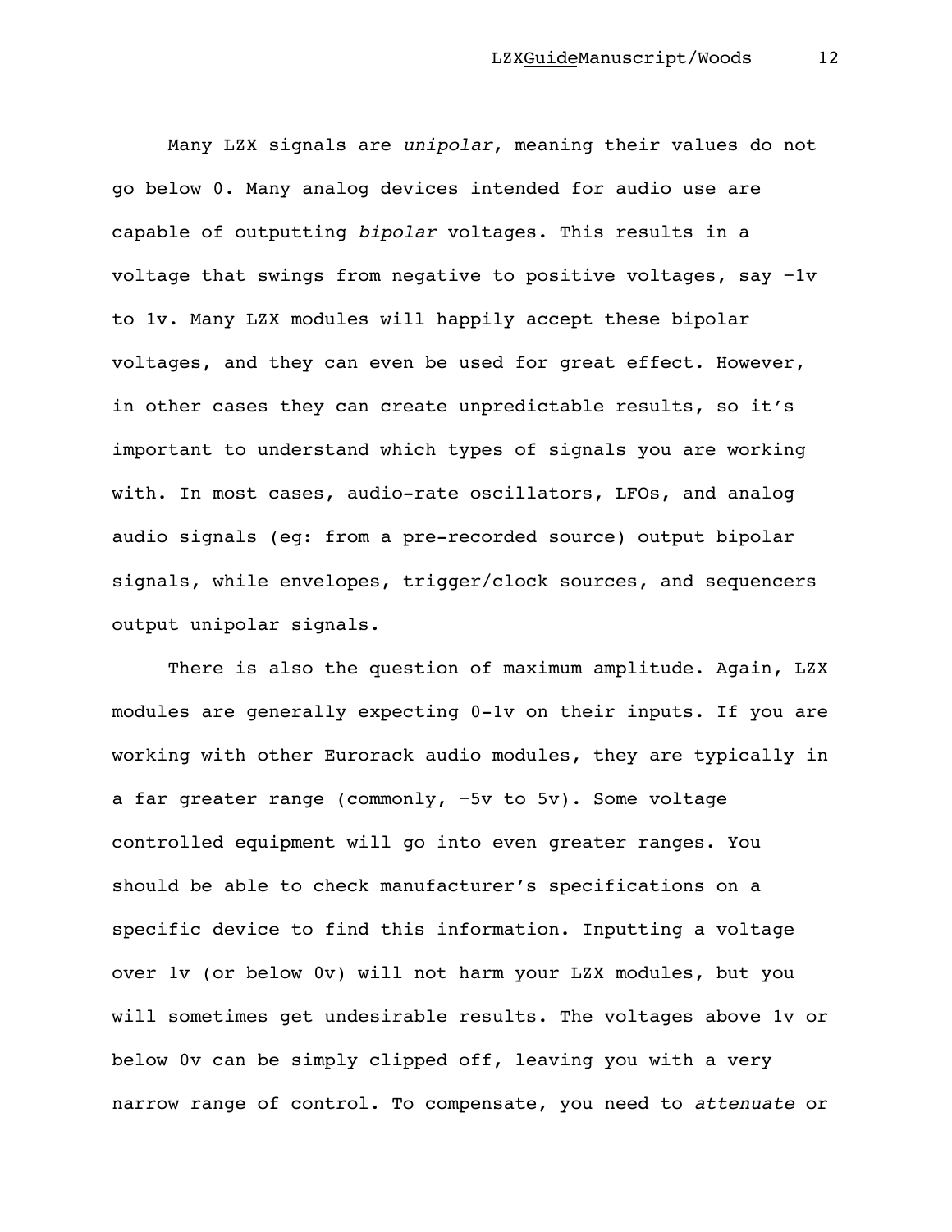Many LZX signals are *unipolar*, meaning their values do not go below 0. Many analog devices intended for audio use are capable of outputting *bipolar* voltages. This results in a voltage that swings from negative to positive voltages, say −1v to 1v. Many LZX modules will happily accept these bipolar voltages, and they can even be used for great effect. However, in other cases they can create unpredictable results, so it's important to understand which types of signals you are working with. In most cases, audio-rate oscillators, LFOs, and analog audio signals (eg: from a pre-recorded source) output bipolar signals, while envelopes, trigger/clock sources, and sequencers output unipolar signals.

There is also the question of maximum amplitude. Again, LZX modules are generally expecting 0-1v on their inputs. If you are working with other Eurorack audio modules, they are typically in a far greater range (commonly, −5v to 5v). Some voltage controlled equipment will go into even greater ranges. You should be able to check manufacturer's specifications on a specific device to find this information. Inputting a voltage over 1v (or below 0v) will not harm your LZX modules, but you will sometimes get undesirable results. The voltages above 1v or below 0v can be simply clipped off, leaving you with a very narrow range of control. To compensate, you need to *attenuate* or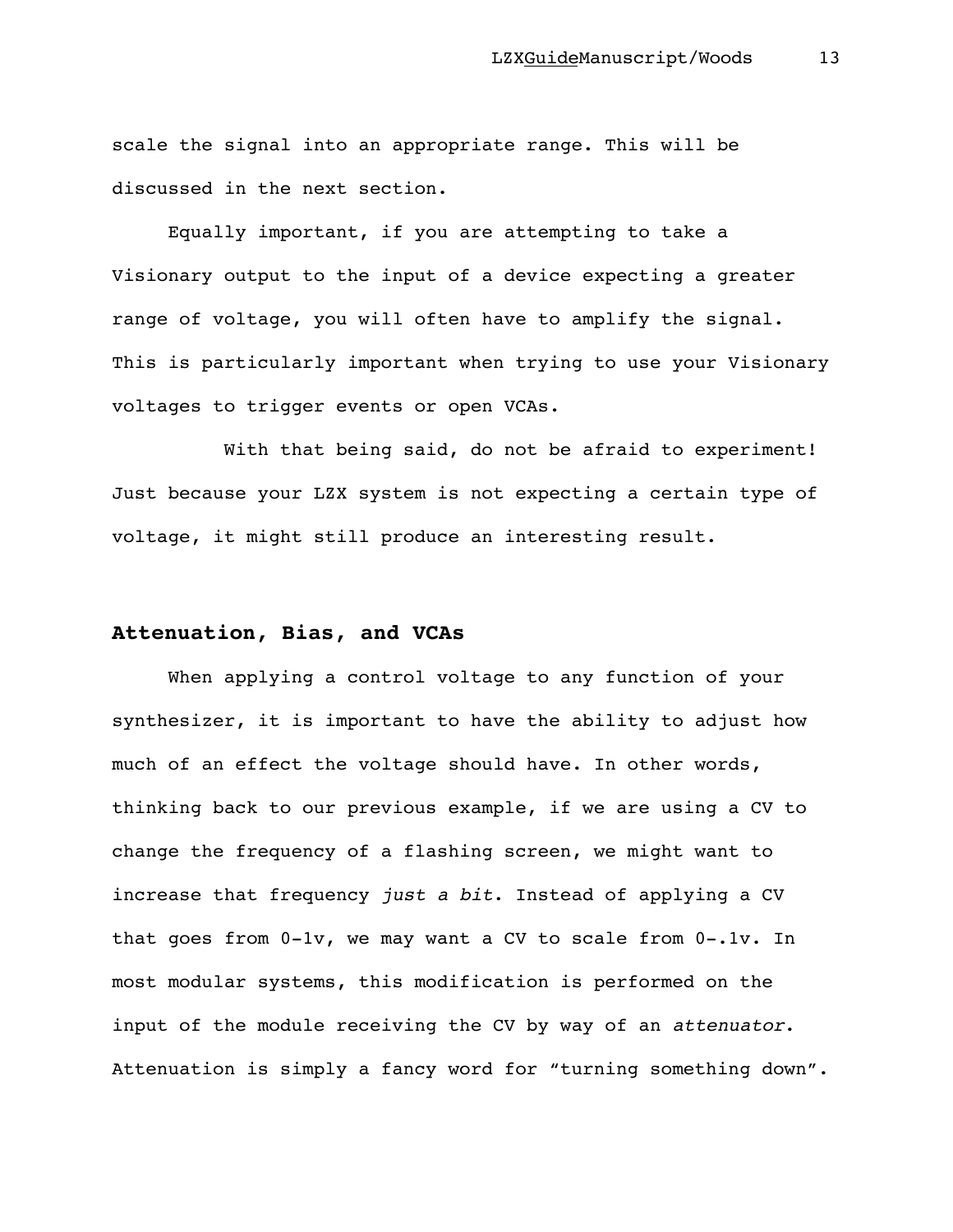scale the signal into an appropriate range. This will be discussed in the next section.

Equally important, if you are attempting to take a Visionary output to the input of a device expecting a greater range of voltage, you will often have to amplify the signal. This is particularly important when trying to use your Visionary voltages to trigger events or open VCAs.

With that being said, do not be afraid to experiment! Just because your LZX system is not expecting a certain type of voltage, it might still produce an interesting result.

## Attenuation, Bias, and VCAs

When applying a control voltage to any function of your synthesizer, it is important to have the ability to adjust how much of an effect the voltage should have. In other words, thinking back to our previous example, if we are using a CV to change the frequency of a flashing screen, we might want to increase that frequency *just a bit*. Instead of applying a CV that goes from 0-1v, we may want a CV to scale from 0-.1v. In most modular systems, this modification is performed on the input of the module receiving the CV by way of an *attenuator*. Attenuation is simply a fancy word for "turning something down".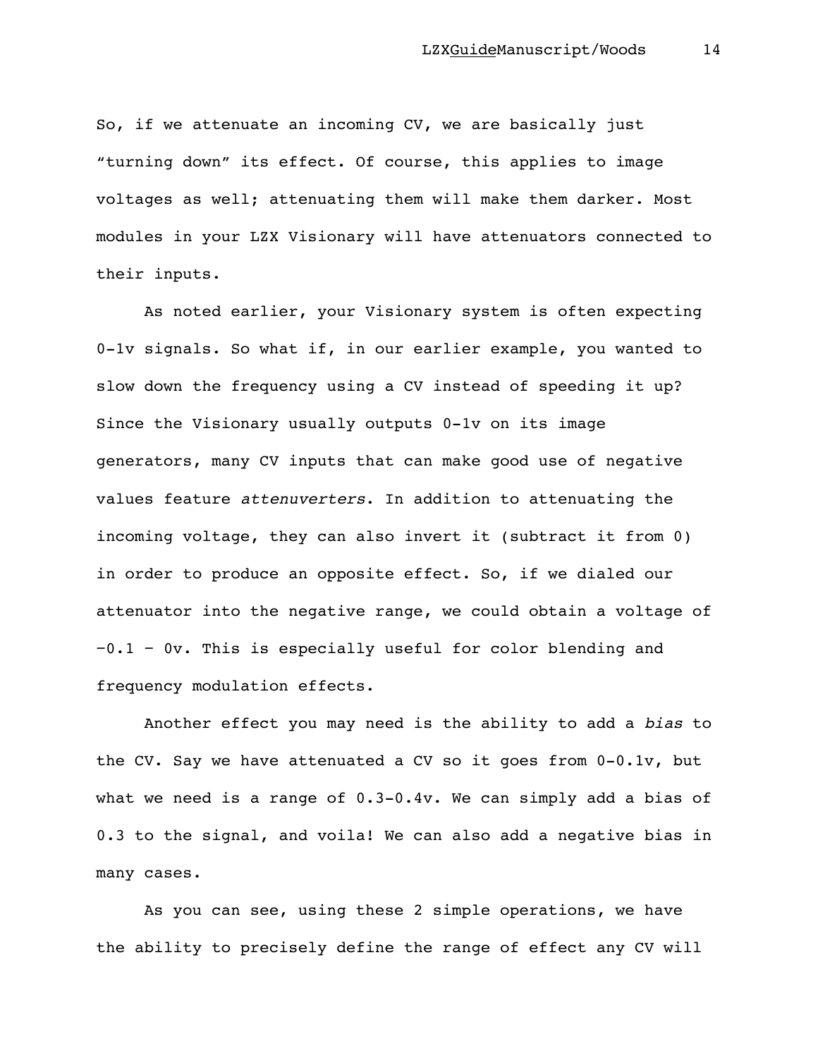So, if we attenuate an incoming CV, we are basically just "turning down" its effect. Of course, this applies to image voltages as well; attenuating them will make them darker. Most modules in your LZX Visionary will have attenuators connected to their inputs.

As noted earlier, your Visionary system is often expecting 0-1v signals. So what if, in our earlier example, you wanted to slow down the frequency using a CV instead of speeding it up? Since the Visionary usually outputs 0-1v on its image generators, many CV inputs that can make good use of negative values feature *attenuverters*. In addition to attenuating the incoming voltage, they can also invert it (subtract it from 0) in order to produce an opposite effect. So, if we dialed our attenuator into the negative range, we could obtain a voltage of -0.1 – 0v. This is especially useful for color blending and frequency modulation effects.

Another effect you may need is the ability to add a *bias* to the CV. Say we have attenuated a CV so it goes from 0-0.1v, but what we need is a range of 0.3-0.4v. We can simply add a bias of 0.3 to the signal, and voila! We can also add a negative bias in many cases.

As you can see, using these 2 simple operations, we have the ability to precisely define the range of effect any CV will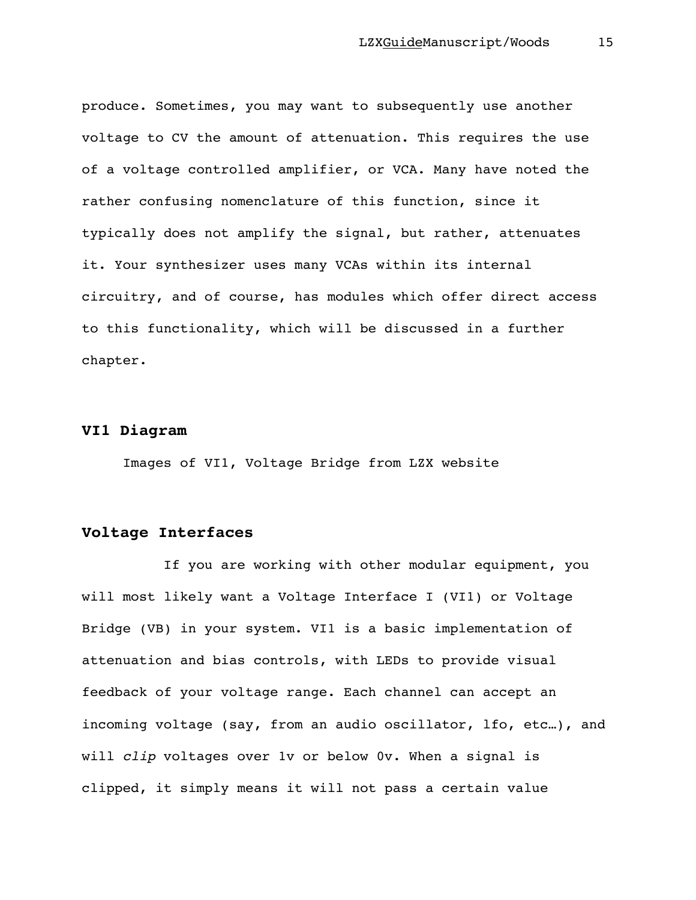produce. Sometimes, you may want to subsequently use another voltage to CV the amount of attenuation. This requires the use of a voltage controlled amplifier, or VCA. Many have noted the rather confusing nomenclature of this function, since it typically does not amplify the signal, but rather, attenuates it. Your synthesizer uses many VCAs within its internal circuitry, and of course, has modules which offer direct access to this functionality, which will be discussed in a further chapter.

## VI1 Diagram

Images of VI1, Voltage Bridge from LZX website

## Voltage Interfaces

If you are working with other modular equipment, you will most likely want a Voltage Interface I (VI1) or Voltage Bridge (VB) in your system. VI1 is a basic implementation of attenuation and bias controls, with LEDs to provide visual feedback of your voltage range. Each channel can accept an incoming voltage (say, from an audio oscillator, lfo, etc…), and will *clip* voltages over 1v or below 0v. When a signal is clipped, it simply means it will not pass a certain value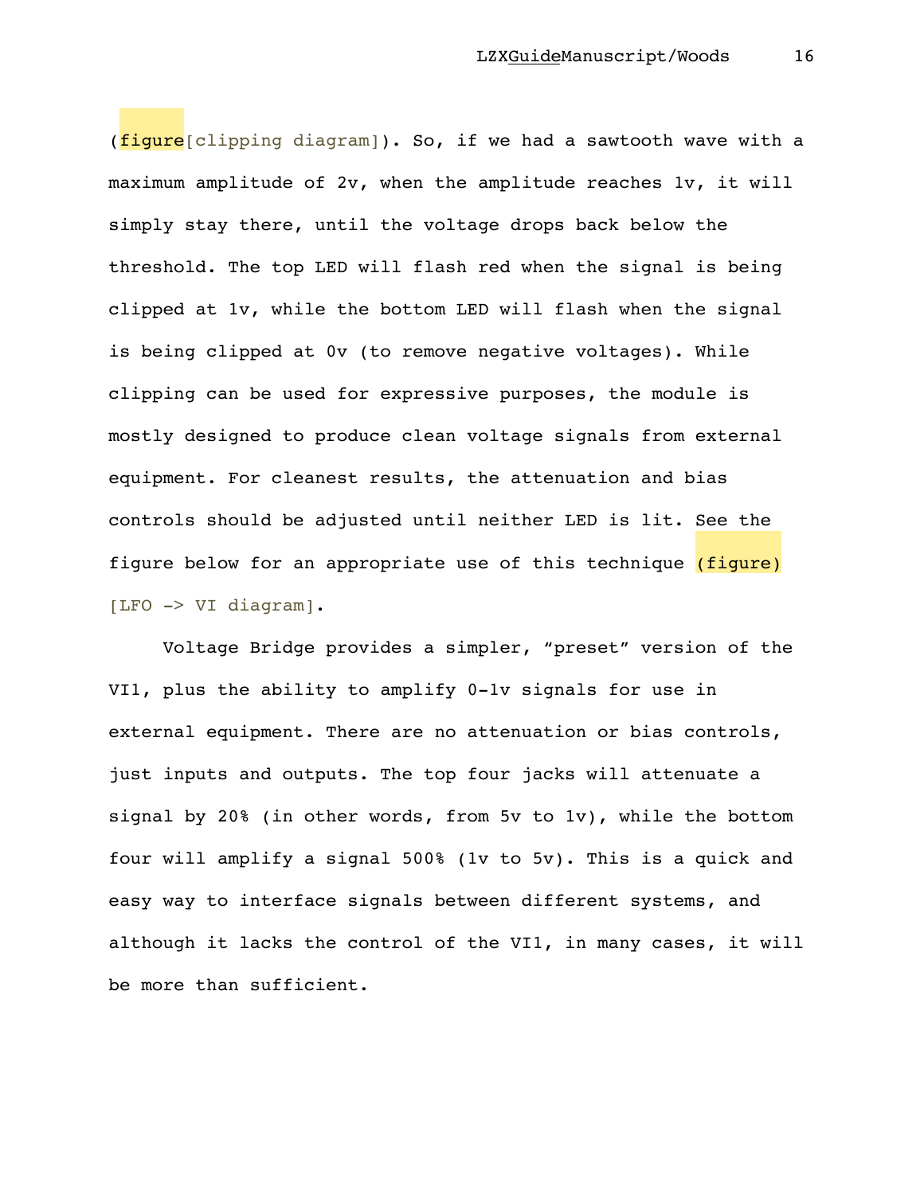(figure[clipping diagram]). So, if we had a sawtooth wave with a maximum amplitude of 2v, when the amplitude reaches 1v, it will simply stay there, until the voltage drops back below the threshold. The top LED will flash red when the signal is being clipped at 1v, while the bottom LED will flash when the signal is being clipped at 0v (to remove negative voltages). While clipping can be used for expressive purposes, the module is mostly designed to produce clean voltage signals from external equipment. For cleanest results, the attenuation and bias controls should be adjusted until neither LED is lit. See the figure below for an appropriate use of this technique (figure) [LFO -> VI diagram].

Voltage Bridge provides a simpler, "preset" version of the VI1, plus the ability to amplify 0-1v signals for use in external equipment. There are no attenuation or bias controls, just inputs and outputs. The top four jacks will attenuate a signal by 20% (in other words, from 5v to 1v), while the bottom four will amplify a signal 500% (1v to 5v). This is a quick and easy way to interface signals between different systems, and although it lacks the control of the VI1, in many cases, it will be more than sufficient.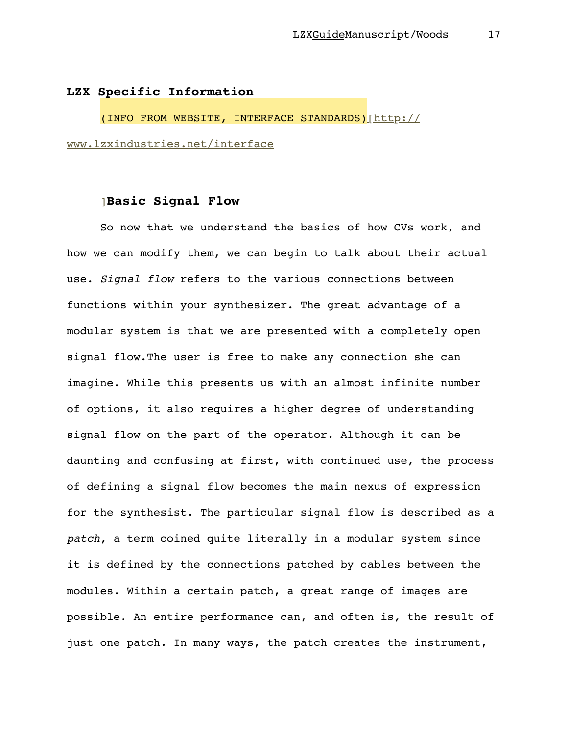## LZX Specific Information

(INFO FROM WEBSITE, INTERFACE STANDARDS)[http://www.lzxindustries.net/interface]

### Basic Signal Flow

So now that we understand the basics of how CVs work, and how we can modify them, we can begin to talk about their actual use. *Signal flow* refers to the various connections between functions within your synthesizer. The great advantage of a modular system is that we are presented with a completely open signal flow.The user is free to make any connection she can imagine. While this presents us with an almost infinite number of options, it also requires a higher degree of understanding signal flow on the part of the operator. Although it can be daunting and confusing at first, with continued use, the process of defining a signal flow becomes the main nexus of expression for the synthesist. The particular signal flow is described as a *patch*, a term coined quite literally in a modular system since it is defined by the connections patched by cables between the modules. Within a certain patch, a great range of images are possible. An entire performance can, and often is, the result of just one patch. In many ways, the patch creates the instrument,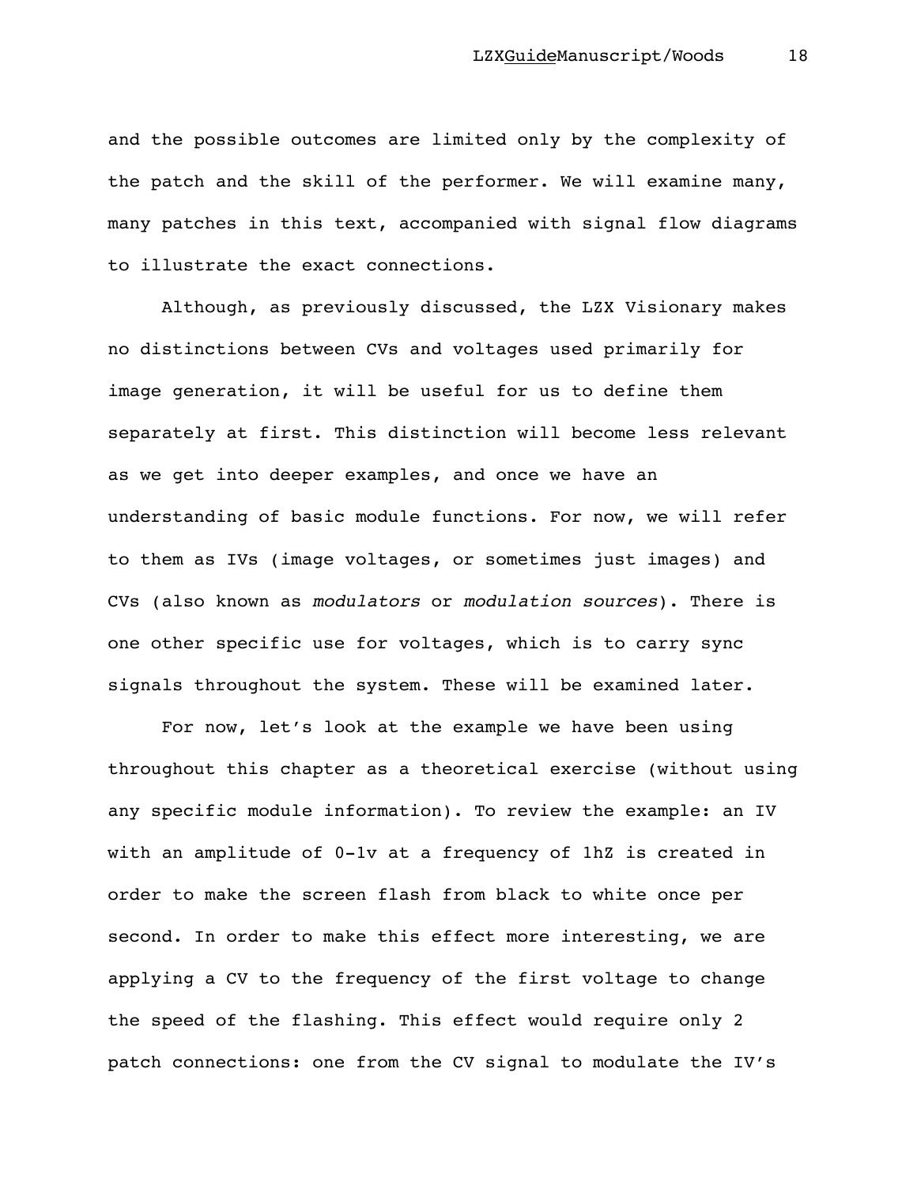and the possible outcomes are limited only by the complexity of the patch and the skill of the performer. We will examine many, many patches in this text, accompanied with signal flow diagrams to illustrate the exact connections.

Although, as previously discussed, the LZX Visionary makes no distinctions between CVs and voltages used primarily for image generation, it will be useful for us to define them separately at first. This distinction will become less relevant as we get into deeper examples, and once we have an understanding of basic module functions. For now, we will refer to them as IVs (image voltages, or sometimes just images) and CVs (also known as *modulators* or *modulation sources*). There is one other specific use for voltages, which is to carry sync signals throughout the system. These will be examined later.

For now, let's look at the example we have been using throughout this chapter as a theoretical exercise (without using any specific module information). To review the example: an IV with an amplitude of 0-1v at a frequency of 1hZ is created in order to make the screen flash from black to white once per second. In order to make this effect more interesting, we are applying a CV to the frequency of the first voltage to change the speed of the flashing. This effect would require only 2 patch connections: one from the CV signal to modulate the IV's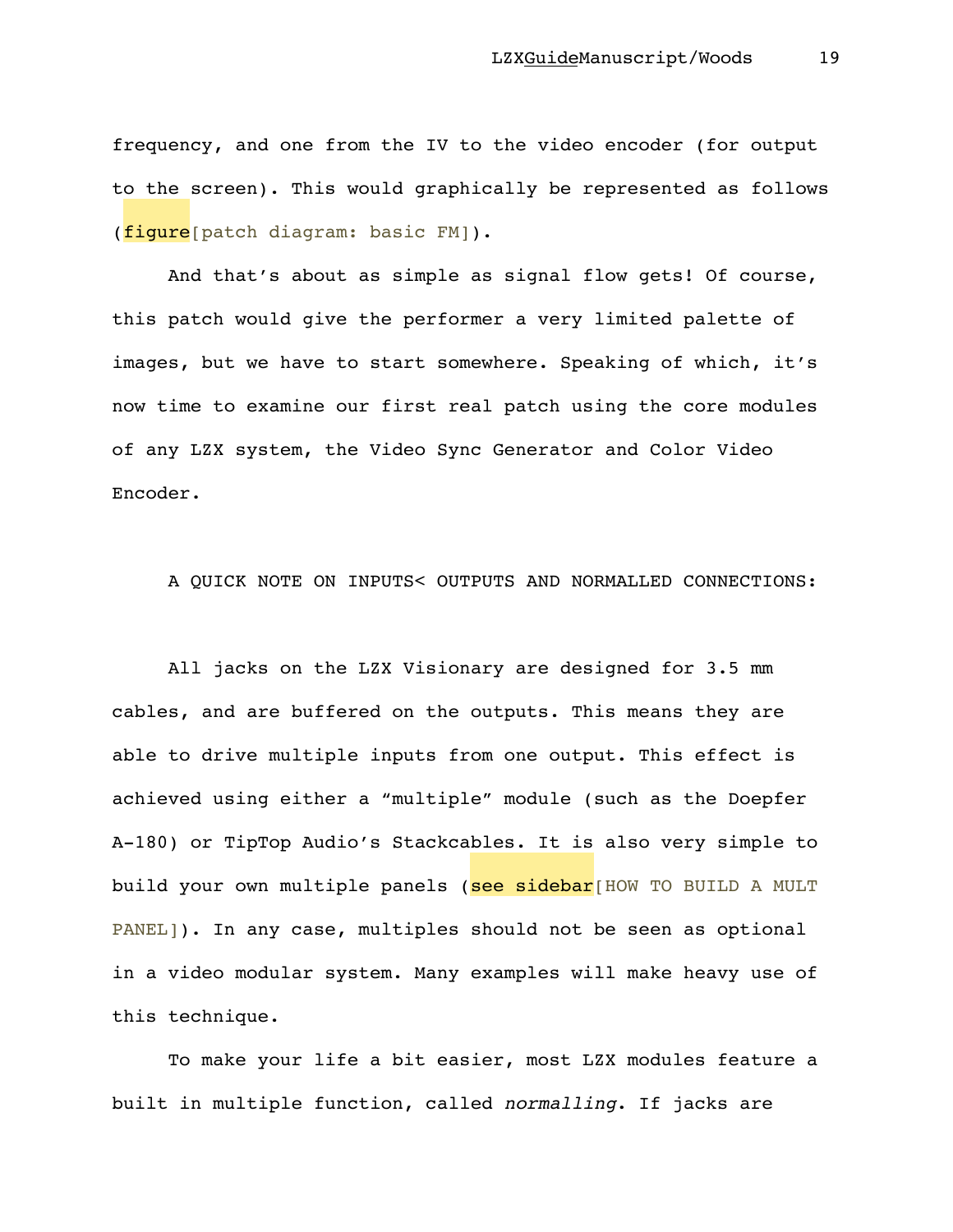frequency, and one from the IV to the video encoder (for output to the screen). This would graphically be represented as follows (figure[patch diagram: basic FM]).

And that's about as simple as signal flow gets! Of course, this patch would give the performer a very limited palette of images, but we have to start somewhere. Speaking of which, it's now time to examine our first real patch using the core modules of any LZX system, the Video Sync Generator and Color Video Encoder.

A QUICK NOTE ON INPUTS< OUTPUTS AND NORMALLED CONNECTIONS:

All jacks on the LZX Visionary are designed for 3.5 mm cables, and are buffered on the outputs. This means they are able to drive multiple inputs from one output. This effect is achieved using either a "multiple" module (such as the Doepfer A-180) or TipTop Audio's Stackcables. It is also very simple to build your own multiple panels (see sidebar[HOW TO BUILD A MULT PANEL]). In any case, multiples should not be seen as optional in a video modular system. Many examples will make heavy use of this technique.

To make your life a bit easier, most LZX modules feature a built in multiple function, called *normalling*. If jacks are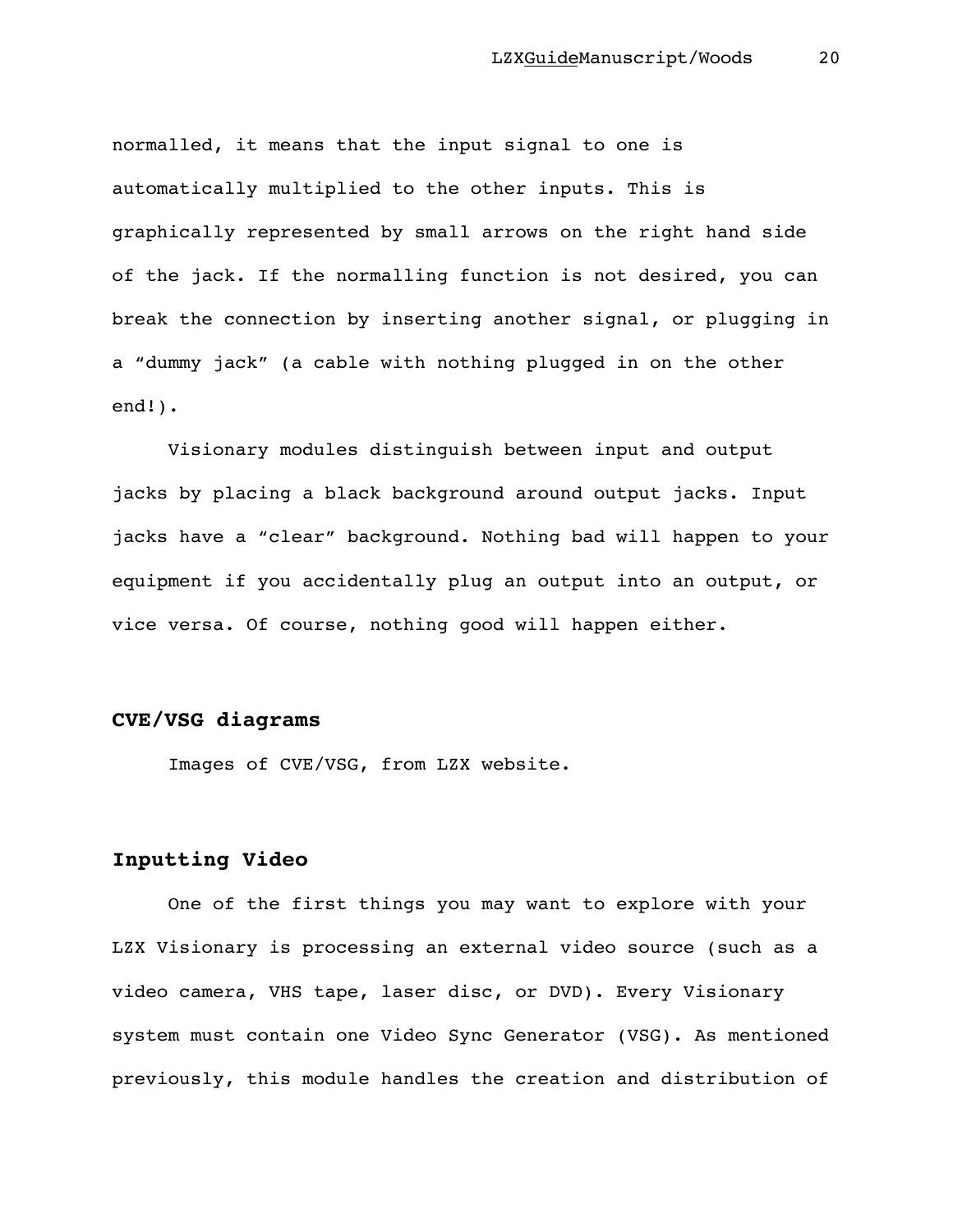normalled, it means that the input signal to one is automatically multiplied to the other inputs. This is graphically represented by small arrows on the right hand side of the jack. If the normalling function is not desired, you can break the connection by inserting another signal, or plugging in a “dummy jack” (a cable with nothing plugged in on the other end!).

Visionary modules distinguish between input and output jacks by placing a black background around output jacks. Input jacks have a “clear” background. Nothing bad will happen to your equipment if you accidentally plug an output into an output, or vice versa. Of course, nothing good will happen either.

## CVE/VSG diagrams

Images of CVE/VSG, from LZX website.

## Inputting Video

One of the first things you may want to explore with your LZX Visionary is processing an external video source (such as a video camera, VHS tape, laser disc, or DVD). Every Visionary system must contain one Video Sync Generator (VSG). As mentioned previously, this module handles the creation and distribution of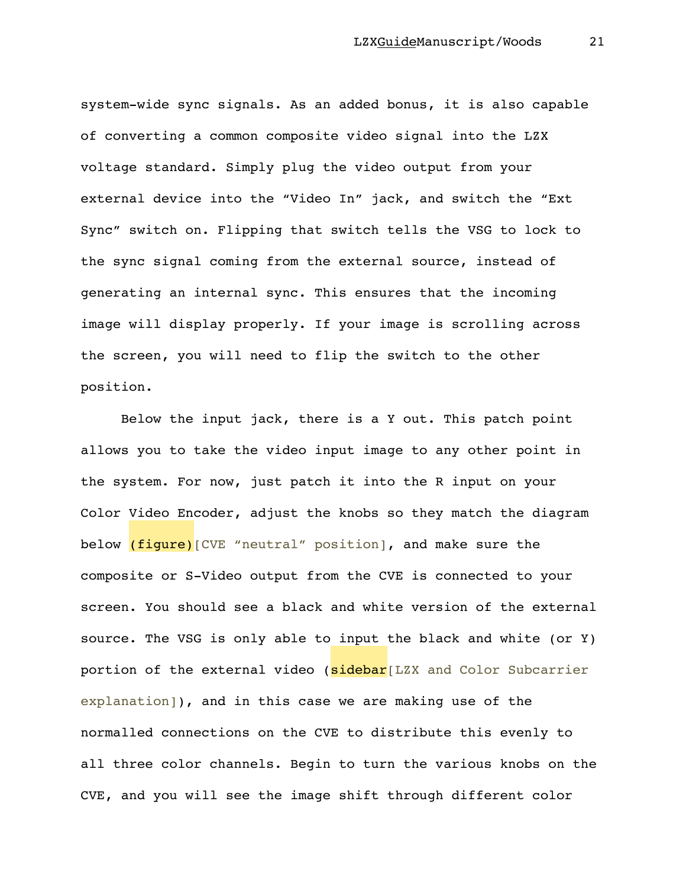system-wide sync signals. As an added bonus, it is also capable of converting a common composite video signal into the LZX voltage standard. Simply plug the video output from your external device into the “Video In” jack, and switch the “Ext Sync” switch on. Flipping that switch tells the VSG to lock to the sync signal coming from the external source, instead of generating an internal sync. This ensures that the incoming image will display properly. If your image is scrolling across the screen, you will need to flip the switch to the other position.

Below the input jack, there is a Y out. This patch point allows you to take the video input image to any other point in the system. For now, just patch it into the R input on your Color Video Encoder, adjust the knobs so they match the diagram below (figure)[CVE “neutral” position], and make sure the composite or S-Video output from the CVE is connected to your screen. You should see a black and white version of the external source. The VSG is only able to input the black and white (or Y) portion of the external video (sidebar[LZX and Color Subcarrier explanation]), and in this case we are making use of the normalled connections on the CVE to distribute this evenly to all three color channels. Begin to turn the various knobs on the CVE, and you will see the image shift through different color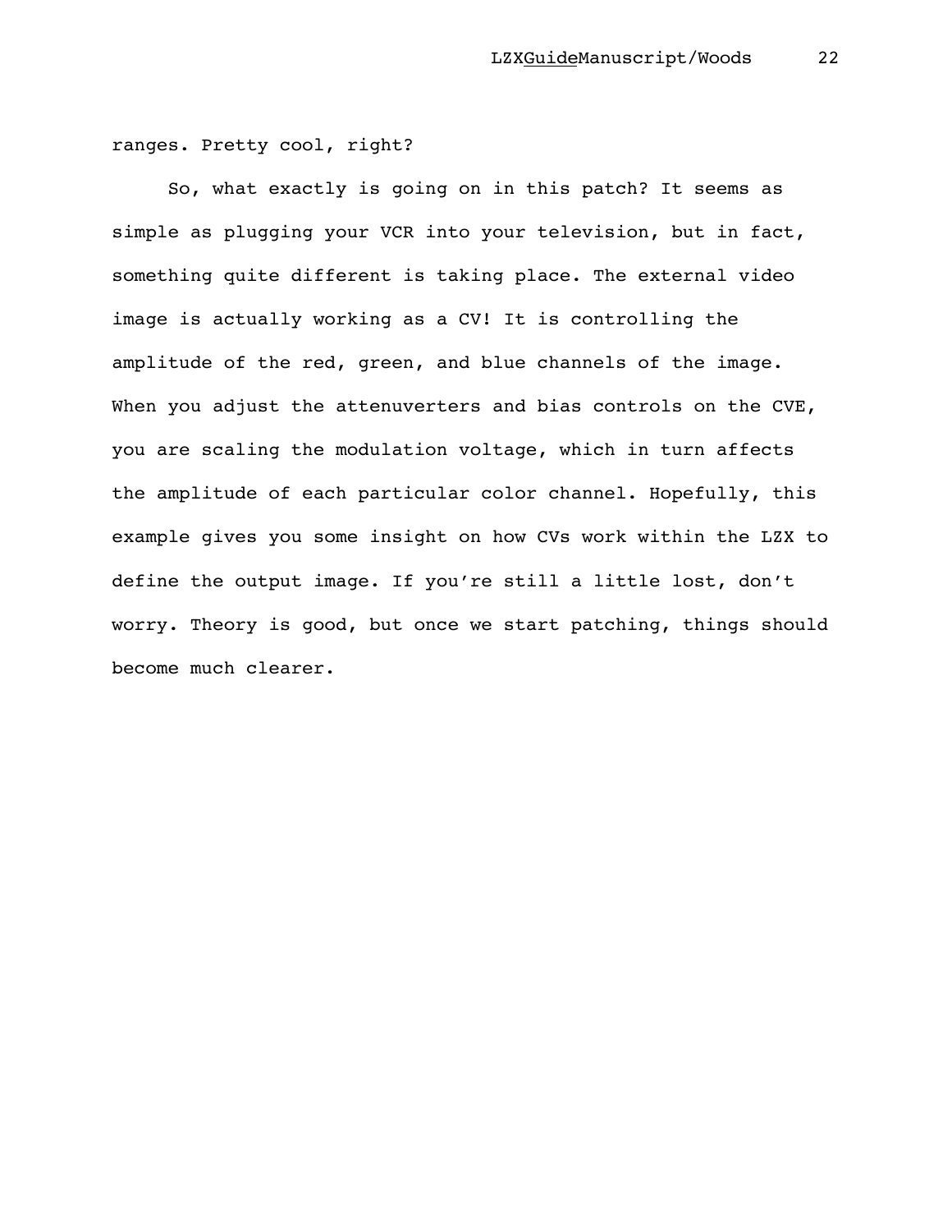ranges. Pretty cool, right?

So, what exactly is going on in this patch? It seems as simple as plugging your VCR into your television, but in fact, something quite different is taking place. The external video image is actually working as a CV! It is controlling the amplitude of the red, green, and blue channels of the image. When you adjust the attenuverters and bias controls on the CVE, you are scaling the modulation voltage, which in turn affects the amplitude of each particular color channel. Hopefully, this example gives you some insight on how CVs work within the LZX to define the output image. If you're still a little lost, don't worry. Theory is good, but once we start patching, things should become much clearer.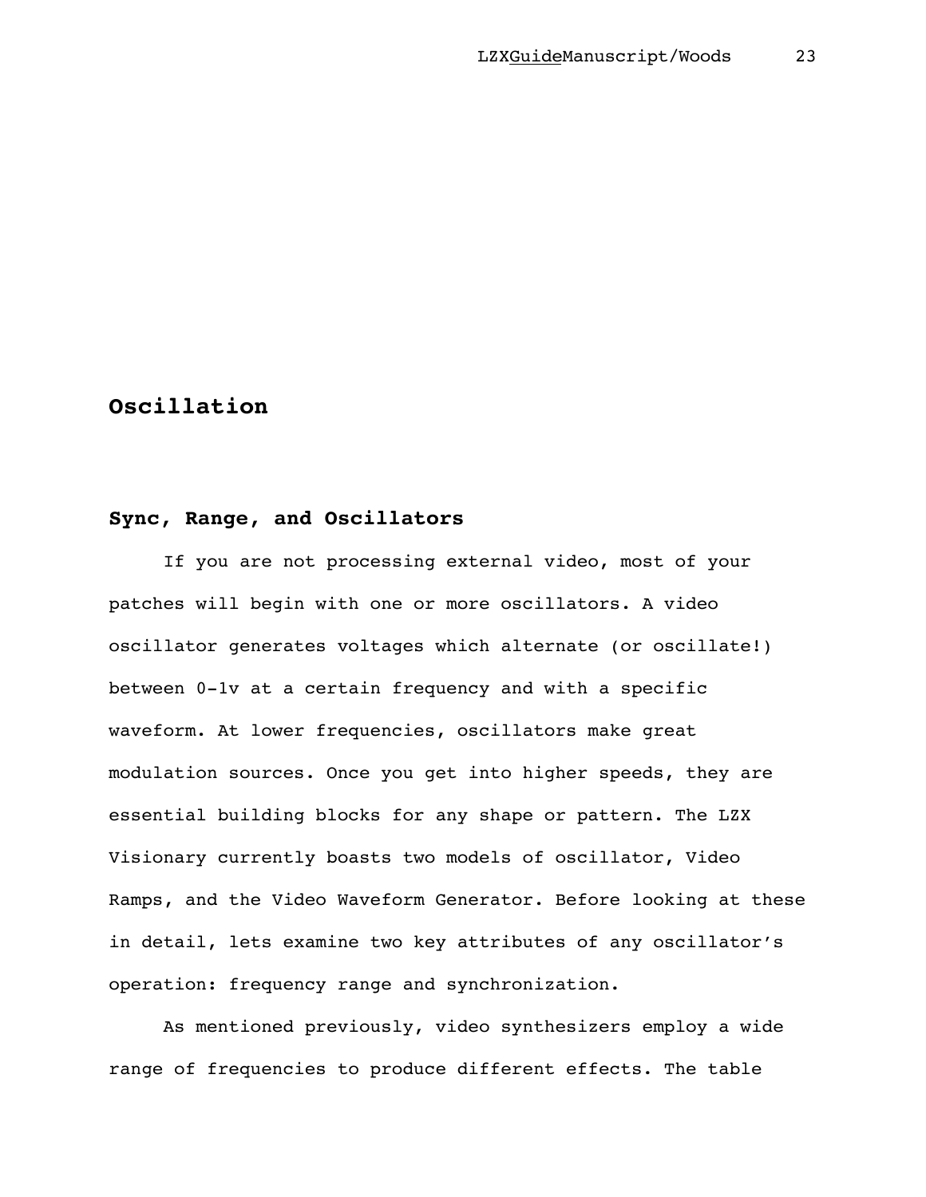## Oscillation

### Sync, Range, and Oscillators

If you are not processing external video, most of your patches will begin with one or more oscillators. A video oscillator generates voltages which alternate (or oscillate!) between 0-1v at a certain frequency and with a specific waveform. At lower frequencies, oscillators make great modulation sources. Once you get into higher speeds, they are essential building blocks for any shape or pattern. The LZX Visionary currently boasts two models of oscillator, Video Ramps, and the Video Waveform Generator. Before looking at these in detail, lets examine two key attributes of any oscillator's operation: frequency range and synchronization.

As mentioned previously, video synthesizers employ a wide range of frequencies to produce different effects. The table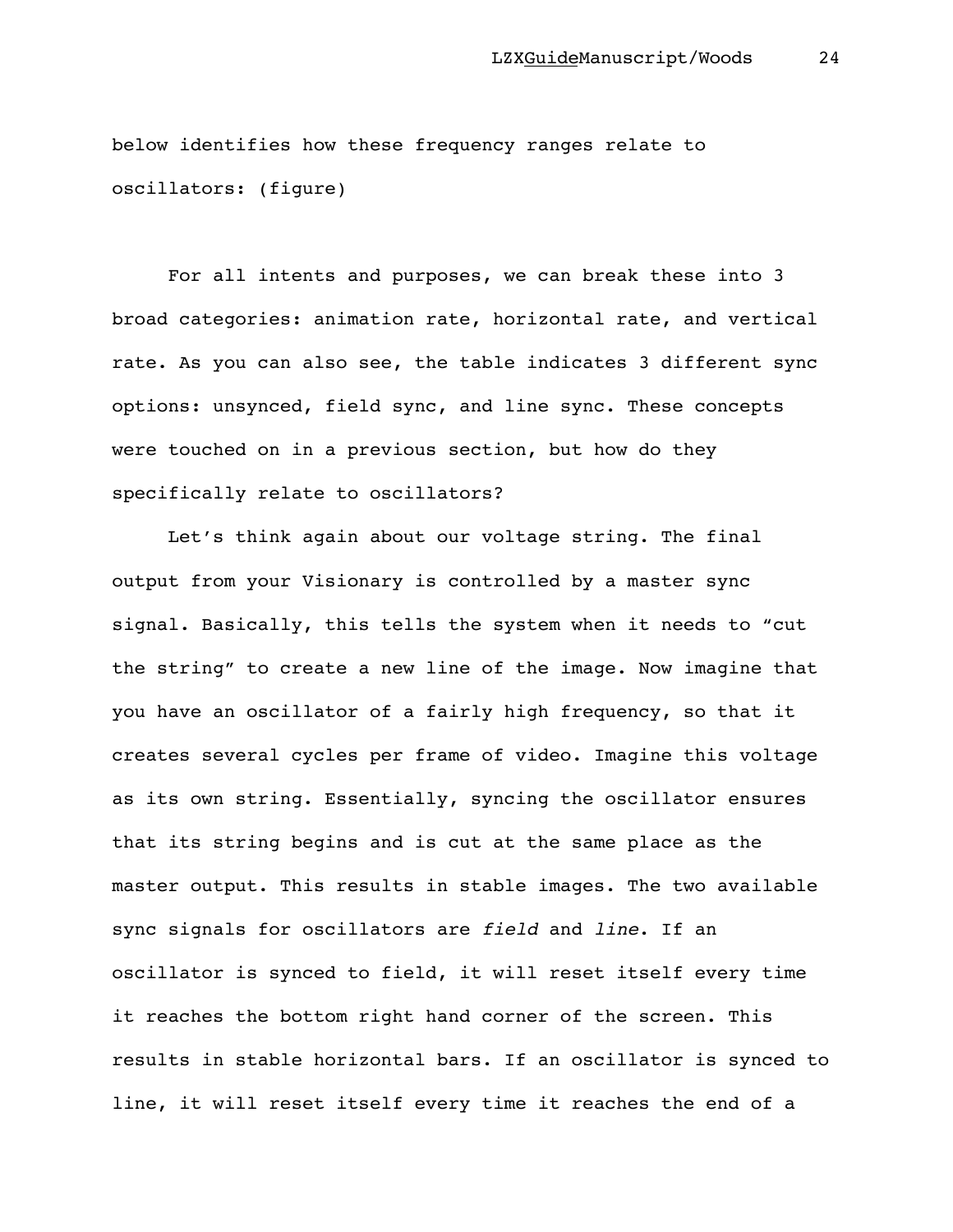below identifies how these frequency ranges relate to oscillators: (figure)

For all intents and purposes, we can break these into 3 broad categories: animation rate, horizontal rate, and vertical rate. As you can also see, the table indicates 3 different sync options: unsynced, field sync, and line sync. These concepts were touched on in a previous section, but how do they specifically relate to oscillators?

Let's think again about our voltage string. The final output from your Visionary is controlled by a master sync signal. Basically, this tells the system when it needs to "cut the string" to create a new line of the image. Now imagine that you have an oscillator of a fairly high frequency, so that it creates several cycles per frame of video. Imagine this voltage as its own string. Essentially, syncing the oscillator ensures that its string begins and is cut at the same place as the master output. This results in stable images. The two available sync signals for oscillators are *field* and *line*. If an oscillator is synced to field, it will reset itself every time it reaches the bottom right hand corner of the screen. This results in stable horizontal bars. If an oscillator is synced to line, it will reset itself every time it reaches the end of a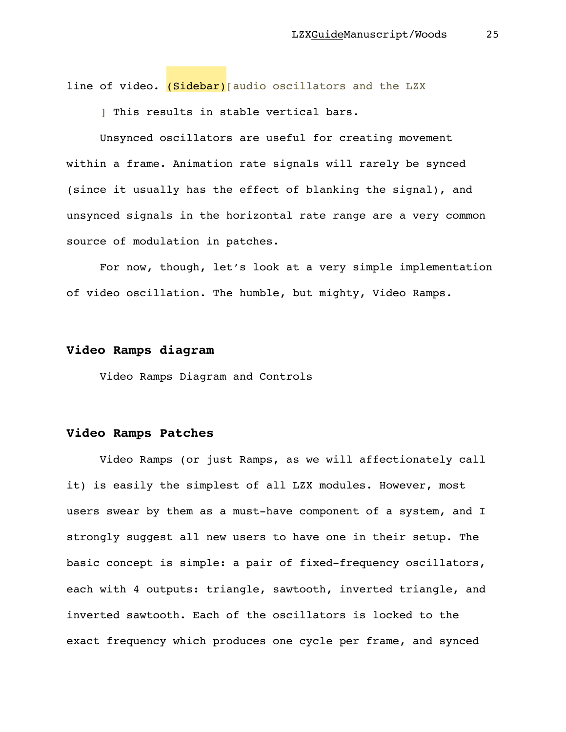line of video. (Sidebar)[audio oscillators and the LZX

] This results in stable vertical bars.

Unsynced oscillators are useful for creating movement within a frame. Animation rate signals will rarely be synced (since it usually has the effect of blanking the signal), and unsynced signals in the horizontal rate range are a very common source of modulation in patches.

For now, though, let's look at a very simple implementation of video oscillation. The humble, but mighty, Video Ramps.

## Video Ramps diagram

Video Ramps Diagram and Controls

## Video Ramps Patches

Video Ramps (or just Ramps, as we will affectionately call it) is easily the simplest of all LZX modules. However, most users swear by them as a must-have component of a system, and I strongly suggest all new users to have one in their setup. The basic concept is simple: a pair of fixed-frequency oscillators, each with 4 outputs: triangle, sawtooth, inverted triangle, and inverted sawtooth. Each of the oscillators is locked to the exact frequency which produces one cycle per frame, and synced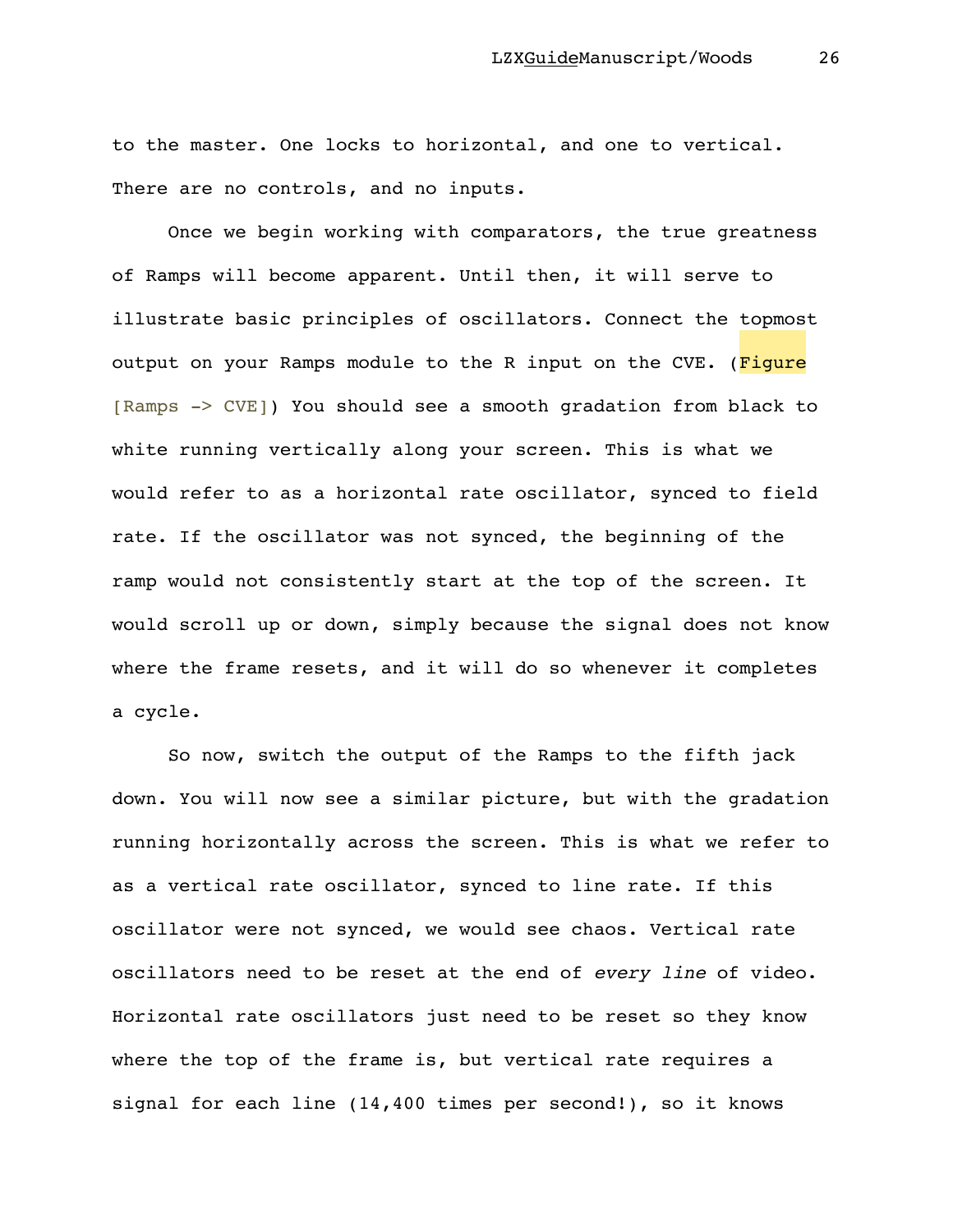to the master. One locks to horizontal, and one to vertical. There are no controls, and no inputs.

Once we begin working with comparators, the true greatness of Ramps will become apparent. Until then, it will serve to illustrate basic principles of oscillators. Connect the topmost output on your Ramps module to the R input on the CVE. (Figure [Ramps -> CVE]) You should see a smooth gradation from black to white running vertically along your screen. This is what we would refer to as a horizontal rate oscillator, synced to field rate. If the oscillator was not synced, the beginning of the ramp would not consistently start at the top of the screen. It would scroll up or down, simply because the signal does not know where the frame resets, and it will do so whenever it completes a cycle.

So now, switch the output of the Ramps to the fifth jack down. You will now see a similar picture, but with the gradation running horizontally across the screen. This is what we refer to as a vertical rate oscillator, synced to line rate. If this oscillator were not synced, we would see chaos. Vertical rate oscillators need to be reset at the end of *every line* of video. Horizontal rate oscillators just need to be reset so they know where the top of the frame is, but vertical rate requires a signal for each line (14,400 times per second!), so it knows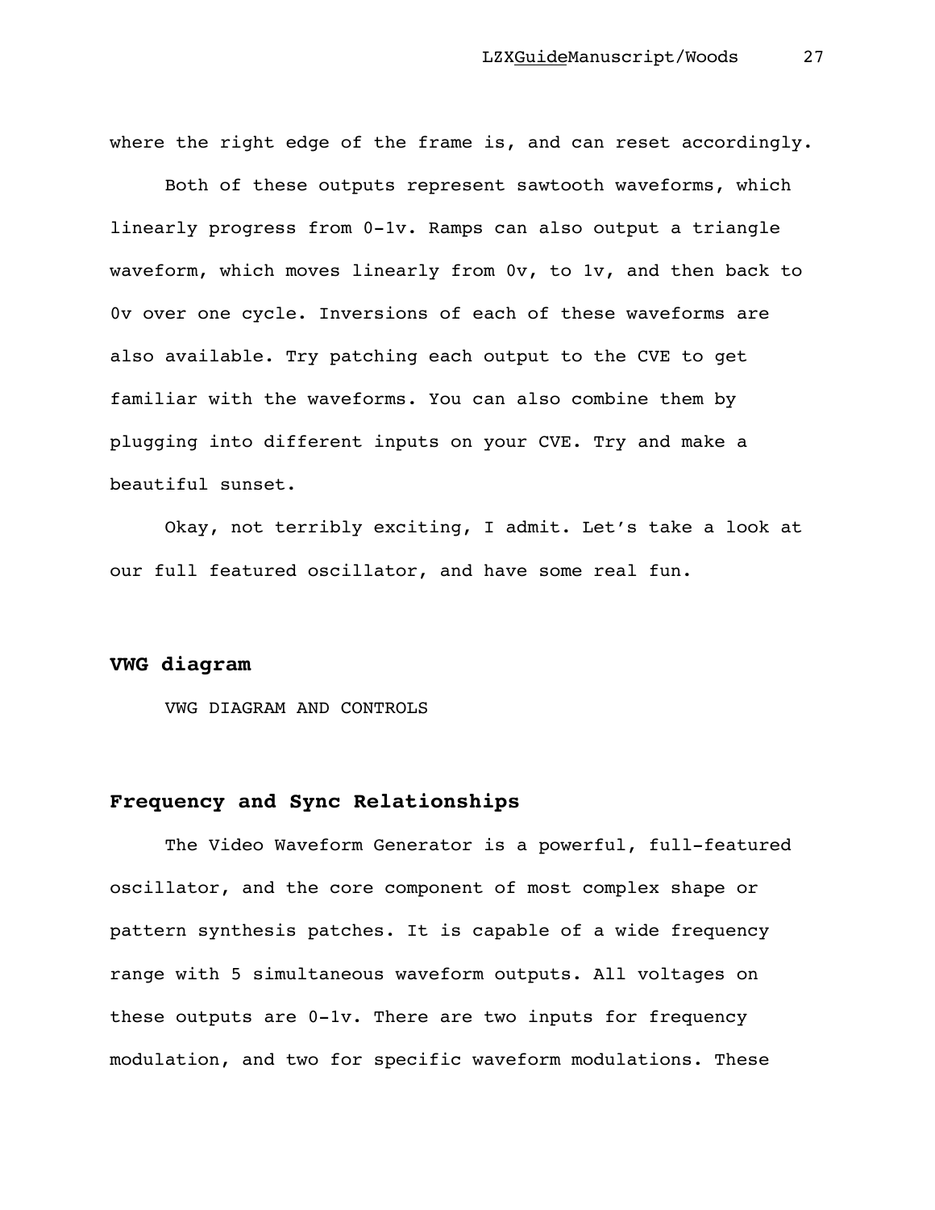where the right edge of the frame is, and can reset accordingly.

Both of these outputs represent sawtooth waveforms, which linearly progress from 0-1v. Ramps can also output a triangle waveform, which moves linearly from 0v, to 1v, and then back to 0v over one cycle. Inversions of each of these waveforms are also available. Try patching each output to the CVE to get familiar with the waveforms. You can also combine them by plugging into different inputs on your CVE. Try and make a beautiful sunset.

Okay, not terribly exciting, I admit. Let's take a look at our full featured oscillator, and have some real fun.

## VWG diagram

VWG DIAGRAM AND CONTROLS

## Frequency and Sync Relationships

The Video Waveform Generator is a powerful, full-featured oscillator, and the core component of most complex shape or pattern synthesis patches. It is capable of a wide frequency range with 5 simultaneous waveform outputs. All voltages on these outputs are 0-1v. There are two inputs for frequency modulation, and two for specific waveform modulations. These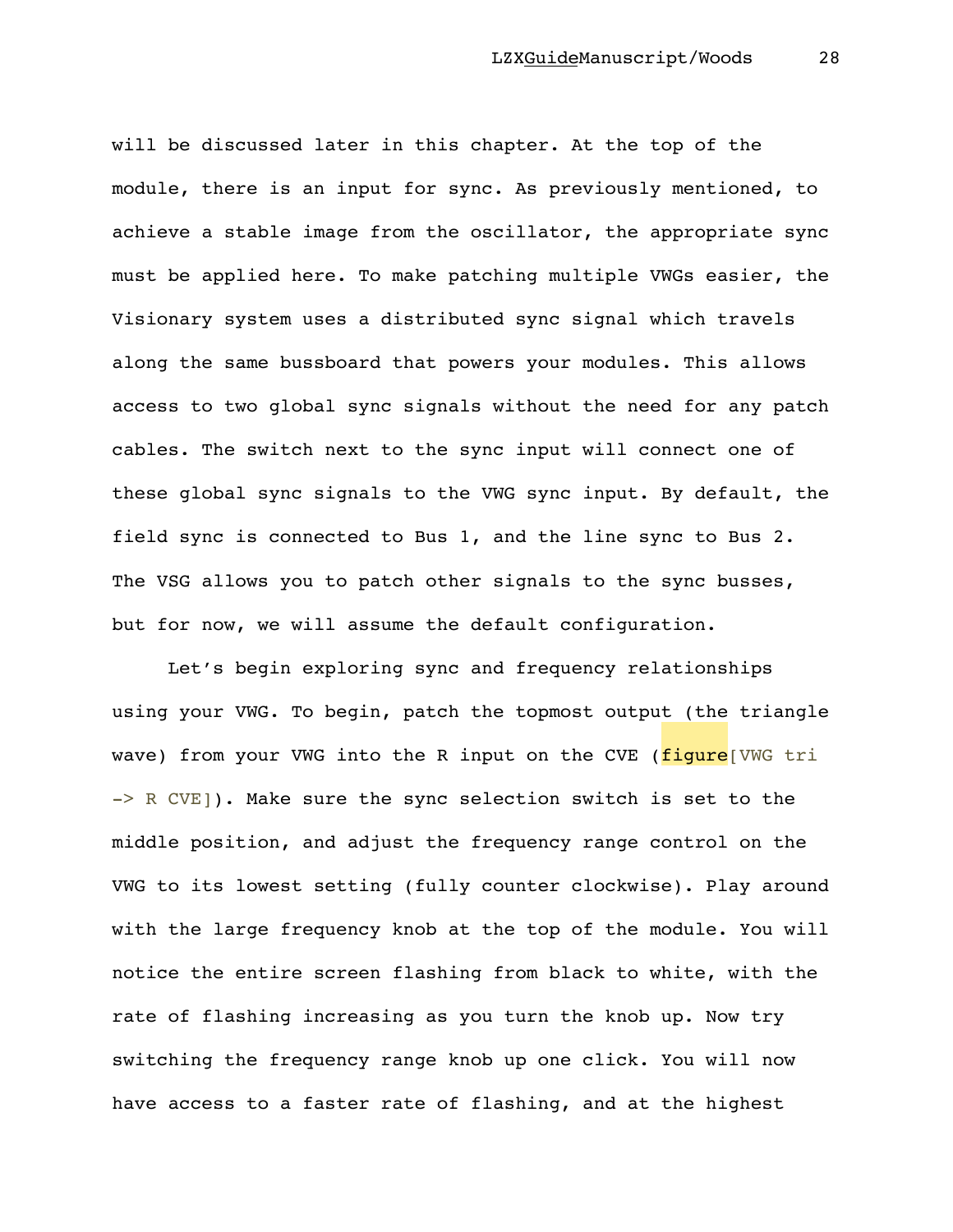will be discussed later in this chapter. At the top of the module, there is an input for sync. As previously mentioned, to achieve a stable image from the oscillator, the appropriate sync must be applied here. To make patching multiple VWGs easier, the Visionary system uses a distributed sync signal which travels along the same bussboard that powers your modules. This allows access to two global sync signals without the need for any patch cables. The switch next to the sync input will connect one of these global sync signals to the VWG sync input. By default, the field sync is connected to Bus 1, and the line sync to Bus 2. The VSG allows you to patch other signals to the sync busses, but for now, we will assume the default configuration.

Let's begin exploring sync and frequency relationships using your VWG. To begin, patch the topmost output (the triangle wave) from your VWG into the R input on the CVE (figure[VWG tri -> R CVE]). Make sure the sync selection switch is set to the middle position, and adjust the frequency range control on the VWG to its lowest setting (fully counter clockwise). Play around with the large frequency knob at the top of the module. You will notice the entire screen flashing from black to white, with the rate of flashing increasing as you turn the knob up. Now try switching the frequency range knob up one click. You will now have access to a faster rate of flashing, and at the highest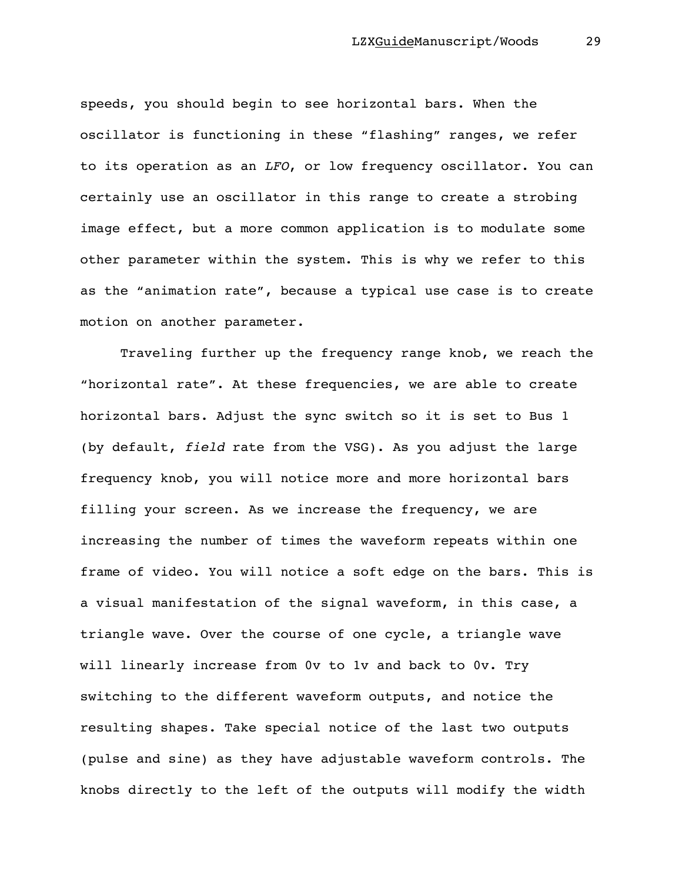speeds, you should begin to see horizontal bars. When the oscillator is functioning in these "flashing" ranges, we refer to its operation as an *LFO*, or low frequency oscillator. You can certainly use an oscillator in this range to create a strobing image effect, but a more common application is to modulate some other parameter within the system. This is why we refer to this as the "animation rate", because a typical use case is to create motion on another parameter.

Traveling further up the frequency range knob, we reach the "horizontal rate". At these frequencies, we are able to create horizontal bars. Adjust the sync switch so it is set to Bus 1 (by default, *field* rate from the VSG). As you adjust the large frequency knob, you will notice more and more horizontal bars filling your screen. As we increase the frequency, we are increasing the number of times the waveform repeats within one frame of video. You will notice a soft edge on the bars. This is a visual manifestation of the signal waveform, in this case, a triangle wave. Over the course of one cycle, a triangle wave will linearly increase from 0v to 1v and back to 0v. Try switching to the different waveform outputs, and notice the resulting shapes. Take special notice of the last two outputs (pulse and sine) as they have adjustable waveform controls. The knobs directly to the left of the outputs will modify the width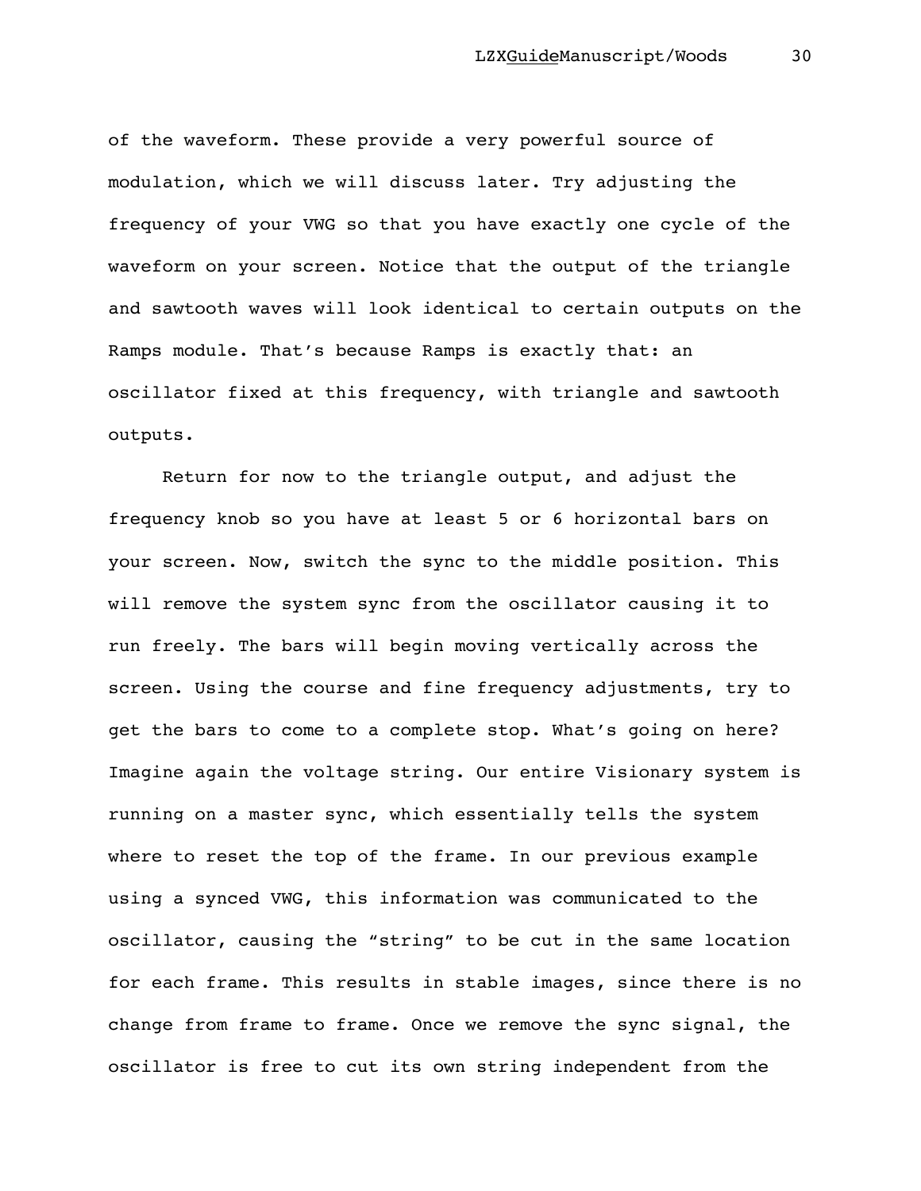of the waveform. These provide a very powerful source of modulation, which we will discuss later. Try adjusting the frequency of your VWG so that you have exactly one cycle of the waveform on your screen. Notice that the output of the triangle and sawtooth waves will look identical to certain outputs on the Ramps module. That's because Ramps is exactly that: an oscillator fixed at this frequency, with triangle and sawtooth outputs.

Return for now to the triangle output, and adjust the frequency knob so you have at least 5 or 6 horizontal bars on your screen. Now, switch the sync to the middle position. This will remove the system sync from the oscillator causing it to run freely. The bars will begin moving vertically across the screen. Using the course and fine frequency adjustments, try to get the bars to come to a complete stop. What's going on here? Imagine again the voltage string. Our entire Visionary system is running on a master sync, which essentially tells the system where to reset the top of the frame. In our previous example using a synced VWG, this information was communicated to the oscillator, causing the "string" to be cut in the same location for each frame. This results in stable images, since there is no change from frame to frame. Once we remove the sync signal, the oscillator is free to cut its own string independent from the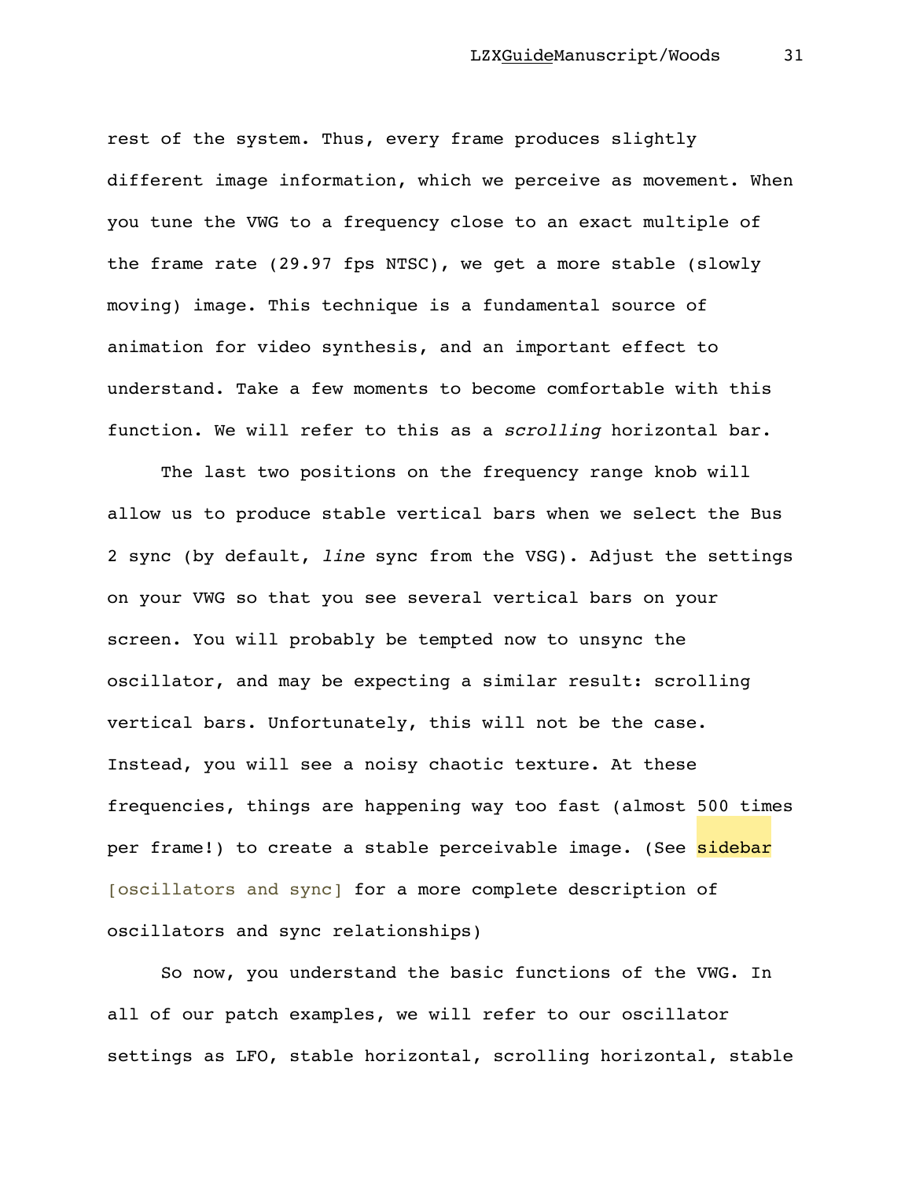rest of the system. Thus, every frame produces slightly different image information, which we perceive as movement. When you tune the VWG to a frequency close to an exact multiple of the frame rate (29.97 fps NTSC), we get a more stable (slowly moving) image. This technique is a fundamental source of animation for video synthesis, and an important effect to understand. Take a few moments to become comfortable with this function. We will refer to this as a *scrolling* horizontal bar.

The last two positions on the frequency range knob will allow us to produce stable vertical bars when we select the Bus 2 sync (by default, *line* sync from the VSG). Adjust the settings on your VWG so that you see several vertical bars on your screen. You will probably be tempted now to unsync the oscillator, and may be expecting a similar result: scrolling vertical bars. Unfortunately, this will not be the case. Instead, you will see a noisy chaotic texture. At these frequencies, things are happening way too fast (almost 500 times per frame!) to create a stable perceivable image. (See sidebar [oscillators and sync] for a more complete description of oscillators and sync relationships)

So now, you understand the basic functions of the VWG. In all of our patch examples, we will refer to our oscillator settings as LFO, stable horizontal, scrolling horizontal, stable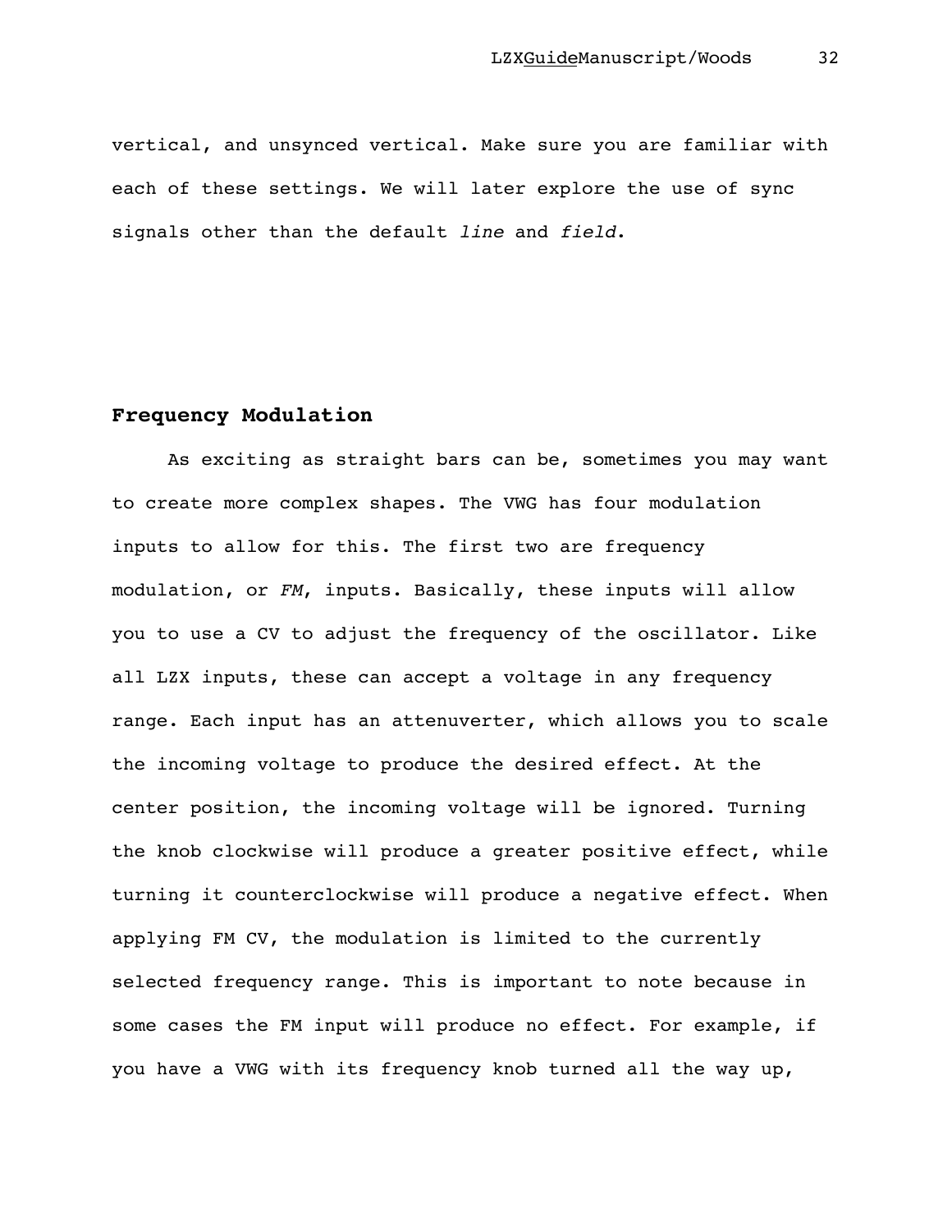vertical, and unsynced vertical. Make sure you are familiar with each of these settings. We will later explore the use of sync signals other than the default *line* and *field*.

## Frequency Modulation

As exciting as straight bars can be, sometimes you may want to create more complex shapes. The VWG has four modulation inputs to allow for this. The first two are frequency modulation, or *FM*, inputs. Basically, these inputs will allow you to use a CV to adjust the frequency of the oscillator. Like all LZX inputs, these can accept a voltage in any frequency range. Each input has an attenuverter, which allows you to scale the incoming voltage to produce the desired effect. At the center position, the incoming voltage will be ignored. Turning the knob clockwise will produce a greater positive effect, while turning it counterclockwise will produce a negative effect. When applying FM CV, the modulation is limited to the currently selected frequency range. This is important to note because in some cases the FM input will produce no effect. For example, if you have a VWG with its frequency knob turned all the way up,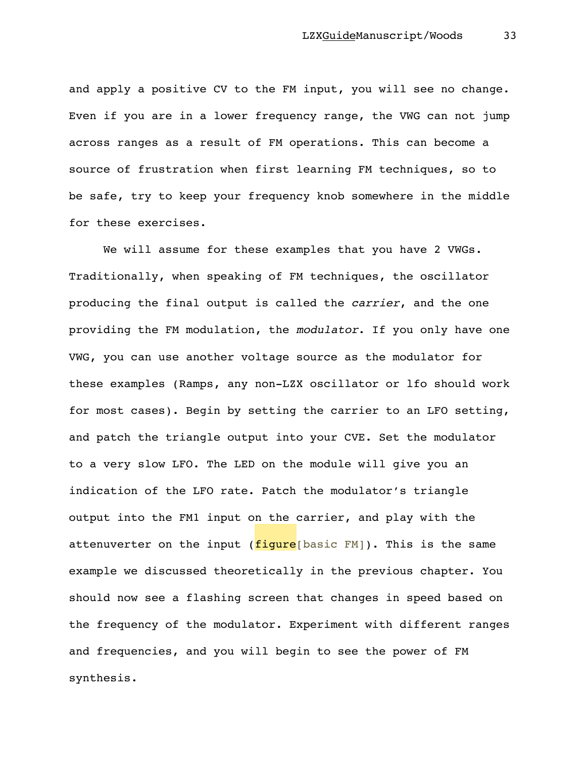and apply a positive CV to the FM input, you will see no change. Even if you are in a lower frequency range, the VWG can not jump across ranges as a result of FM operations. This can become a source of frustration when first learning FM techniques, so to be safe, try to keep your frequency knob somewhere in the middle for these exercises.

We will assume for these examples that you have 2 VWGs. Traditionally, when speaking of FM techniques, the oscillator producing the final output is called the *carrier*, and the one providing the FM modulation, the *modulator*. If you only have one VWG, you can use another voltage source as the modulator for these examples (Ramps, any non-LZX oscillator or lfo should work for most cases). Begin by setting the carrier to an LFO setting, and patch the triangle output into your CVE. Set the modulator to a very slow LFO. The LED on the module will give you an indication of the LFO rate. Patch the modulator's triangle output into the FM1 input on the carrier, and play with the attenuverter on the input (figure[basic FM]). This is the same example we discussed theoretically in the previous chapter. You should now see a flashing screen that changes in speed based on the frequency of the modulator. Experiment with different ranges and frequencies, and you will begin to see the power of FM synthesis.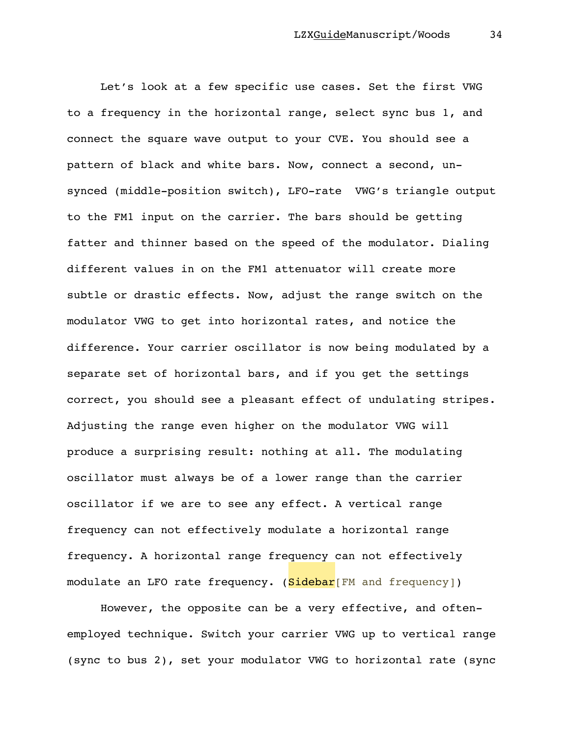Let's look at a few specific use cases. Set the first VWG to a frequency in the horizontal range, select sync bus 1, and connect the square wave output to your CVE. You should see a pattern of black and white bars. Now, connect a second, un-synced (middle-position switch), LFO-rate VWG's triangle output to the FM1 input on the carrier. The bars should be getting fatter and thinner based on the speed of the modulator. Dialing different values in on the FM1 attenuator will create more subtle or drastic effects. Now, adjust the range switch on the modulator VWG to get into horizontal rates, and notice the difference. Your carrier oscillator is now being modulated by a separate set of horizontal bars, and if you get the settings correct, you should see a pleasant effect of undulating stripes. Adjusting the range even higher on the modulator VWG will produce a surprising result: nothing at all. The modulating oscillator must always be of a lower range than the carrier oscillator if we are to see any effect. A vertical range frequency can not effectively modulate a horizontal range frequency. A horizontal range frequency can not effectively modulate an LFO rate frequency. (Sidebar[FM and frequency])

However, the opposite can be a very effective, and often-employed technique. Switch your carrier VWG up to vertical range (sync to bus 2), set your modulator VWG to horizontal rate (sync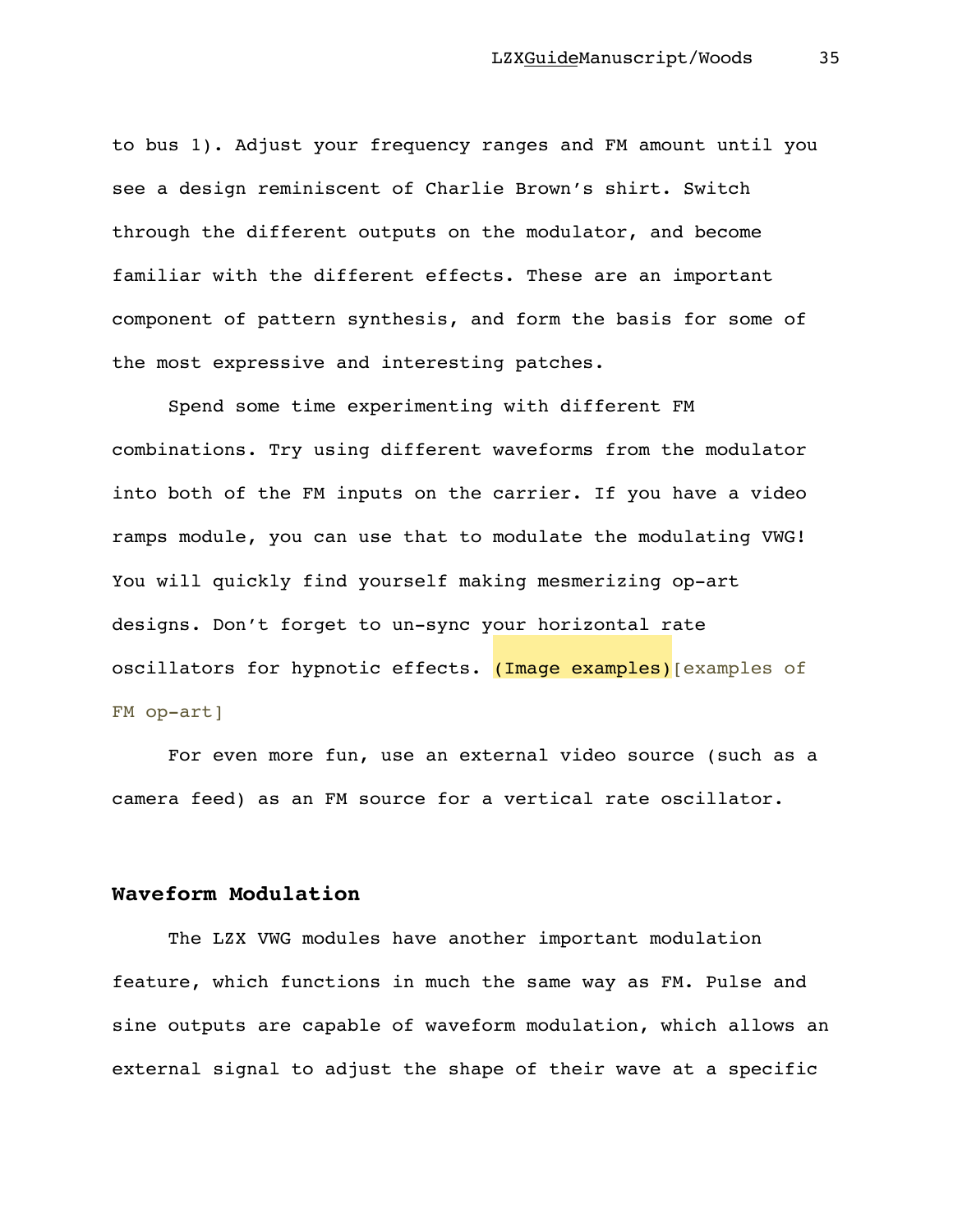to bus 1). Adjust your frequency ranges and FM amount until you see a design reminiscent of Charlie Brown's shirt. Switch through the different outputs on the modulator, and become familiar with the different effects. These are an important component of pattern synthesis, and form the basis for some of the most expressive and interesting patches.

Spend some time experimenting with different FM combinations. Try using different waveforms from the modulator into both of the FM inputs on the carrier. If you have a video ramps module, you can use that to modulate the modulating VWG! You will quickly find yourself making mesmerizing op-art designs. Don't forget to un-sync your horizontal rate oscillators for hypnotic effects. (Image examples)[examples of FM op-art]

For even more fun, use an external video source (such as a camera feed) as an FM source for a vertical rate oscillator.

## Waveform Modulation

The LZX VWG modules have another important modulation feature, which functions in much the same way as FM. Pulse and sine outputs are capable of waveform modulation, which allows an external signal to adjust the shape of their wave at a specific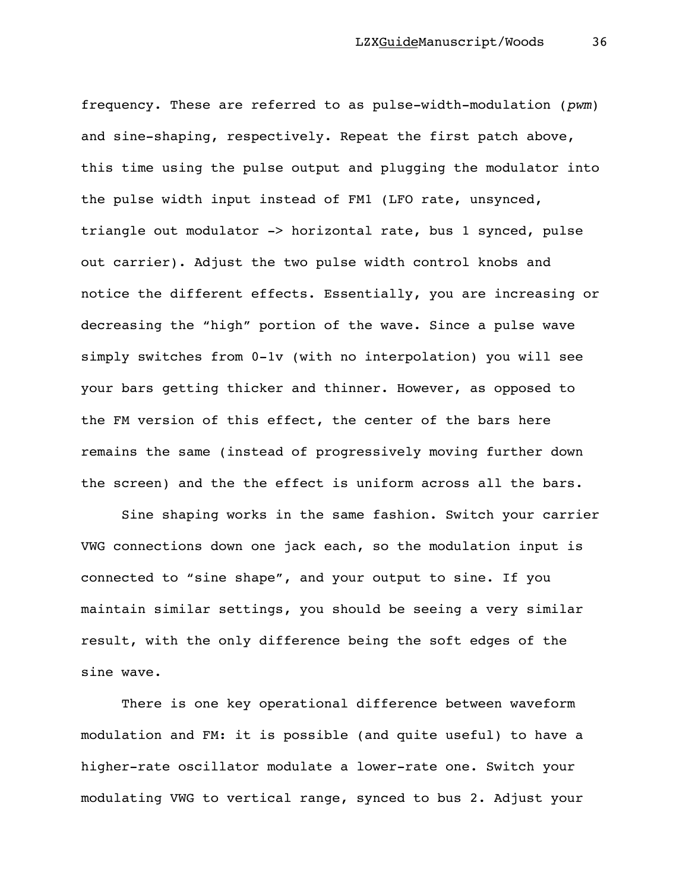frequency. These are referred to as pulse-width-modulation (*pwm*) and sine-shaping, respectively. Repeat the first patch above, this time using the pulse output and plugging the modulator into the pulse width input instead of FM1 (LFO rate, unsynced, triangle out modulator -> horizontal rate, bus 1 synced, pulse out carrier). Adjust the two pulse width control knobs and notice the different effects. Essentially, you are increasing or decreasing the “high” portion of the wave. Since a pulse wave simply switches from 0-1v (with no interpolation) you will see your bars getting thicker and thinner. However, as opposed to the FM version of this effect, the center of the bars here remains the same (instead of progressively moving further down the screen) and the the effect is uniform across all the bars.

Sine shaping works in the same fashion. Switch your carrier VWG connections down one jack each, so the modulation input is connected to “sine shape”, and your output to sine. If you maintain similar settings, you should be seeing a very similar result, with the only difference being the soft edges of the sine wave.

There is one key operational difference between waveform modulation and FM: it is possible (and quite useful) to have a higher-rate oscillator modulate a lower-rate one. Switch your modulating VWG to vertical range, synced to bus 2. Adjust your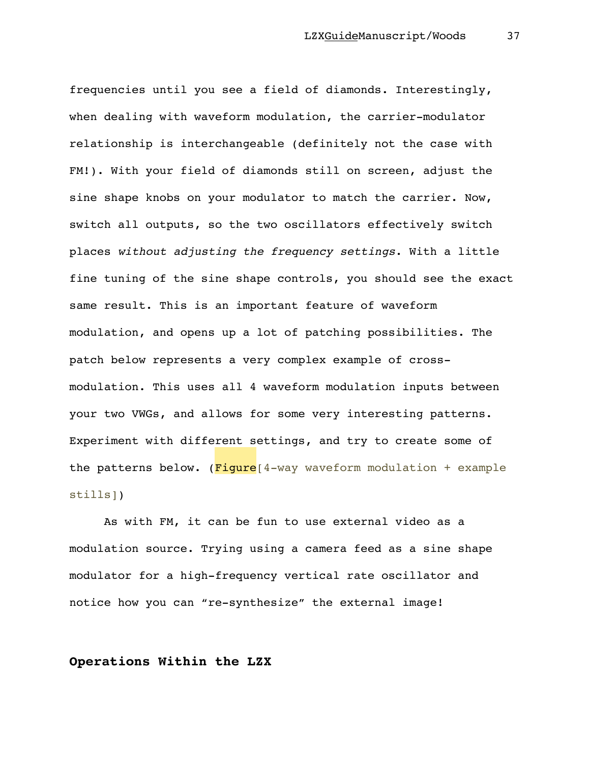frequencies until you see a field of diamonds. Interestingly, when dealing with waveform modulation, the carrier-modulator relationship is interchangeable (definitely not the case with FM!). With your field of diamonds still on screen, adjust the sine shape knobs on your modulator to match the carrier. Now, switch all outputs, so the two oscillators effectively switch places *without adjusting the frequency settings*. With a little fine tuning of the sine shape controls, you should see the exact same result. This is an important feature of waveform modulation, and opens up a lot of patching possibilities. The patch below represents a very complex example of cross-modulation. This uses all 4 waveform modulation inputs between your two VWGs, and allows for some very interesting patterns. Experiment with different settings, and try to create some of the patterns below. (Figure[4-way waveform modulation + example stills])

As with FM, it can be fun to use external video as a modulation source. Trying using a camera feed as a sine shape modulator for a high-frequency vertical rate oscillator and notice how you can “re-synthesize” the external image!

## Operations Within the LZX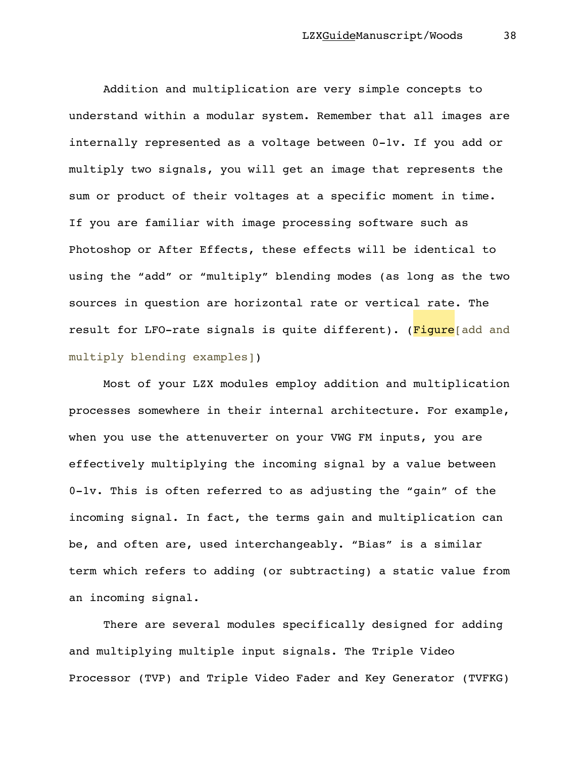Addition and multiplication are very simple concepts to understand within a modular system. Remember that all images are internally represented as a voltage between 0-1v. If you add or multiply two signals, you will get an image that represents the sum or product of their voltages at a specific moment in time. If you are familiar with image processing software such as Photoshop or After Effects, these effects will be identical to using the "add" or "multiply" blending modes (as long as the two sources in question are horizontal rate or vertical rate. The result for LFO-rate signals is quite different). (Figure[add and multiply blending examples])

Most of your LZX modules employ addition and multiplication processes somewhere in their internal architecture. For example, when you use the attenuverter on your VWG FM inputs, you are effectively multiplying the incoming signal by a value between 0-1v. This is often referred to as adjusting the "gain" of the incoming signal. In fact, the terms gain and multiplication can be, and often are, used interchangeably. "Bias" is a similar term which refers to adding (or subtracting) a static value from an incoming signal.

There are several modules specifically designed for adding and multiplying multiple input signals. The Triple Video Processor (TVP) and Triple Video Fader and Key Generator (TVFKG)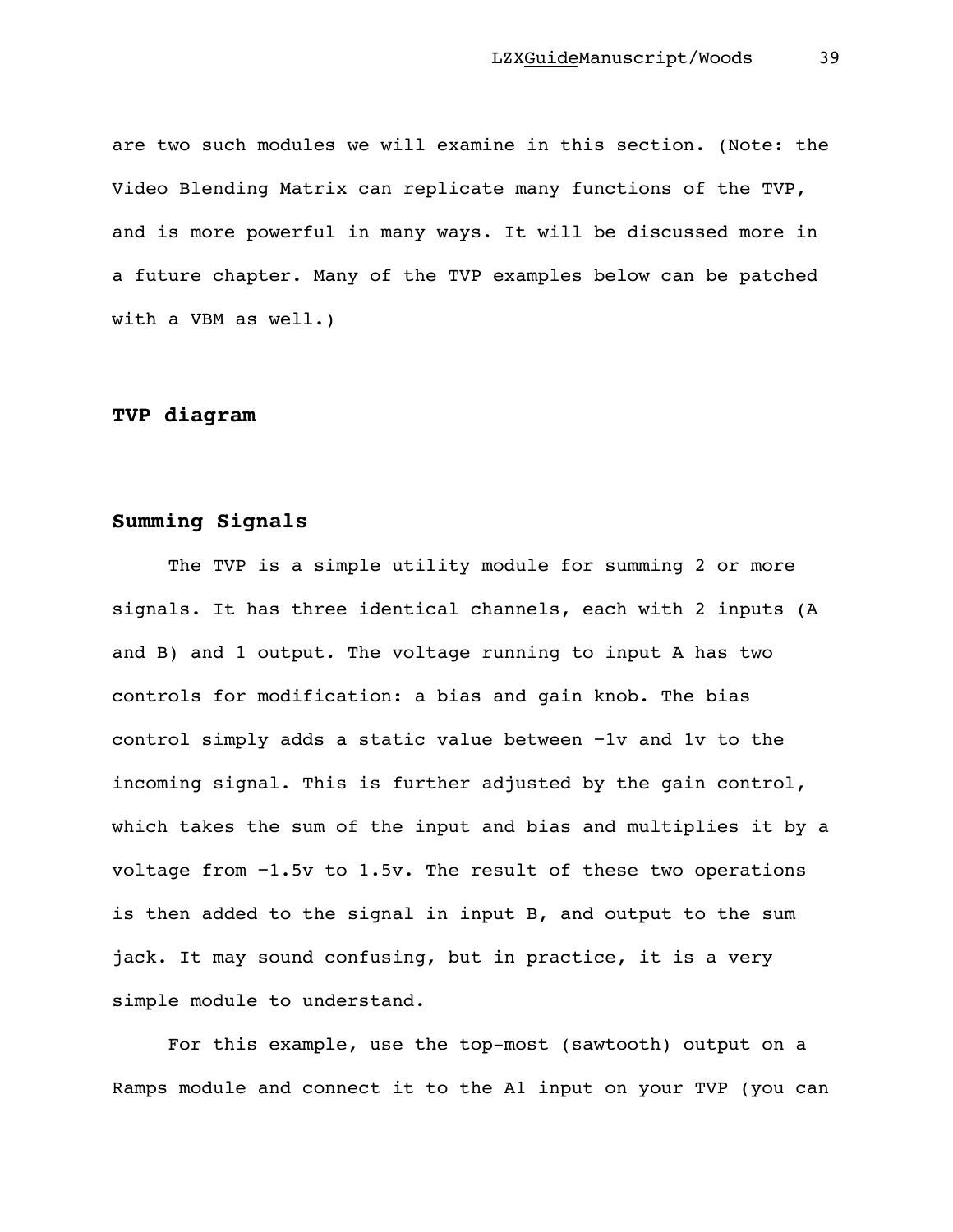are two such modules we will examine in this section. (Note: the Video Blending Matrix can replicate many functions of the TVP, and is more powerful in many ways. It will be discussed more in a future chapter. Many of the TVP examples below can be patched with a VBM as well.)

**TVP diagram**

**Summing Signals**

The TVP is a simple utility module for summing 2 or more signals. It has three identical channels, each with 2 inputs (A and B) and 1 output. The voltage running to input A has two controls for modification: a bias and gain knob. The bias control simply adds a static value between -1v and 1v to the incoming signal. This is further adjusted by the gain control, which takes the sum of the input and bias and multiplies it by a voltage from -1.5v to 1.5v. The result of these two operations is then added to the signal in input B, and output to the sum jack. It may sound confusing, but in practice, it is a very simple module to understand.

For this example, use the top-most (sawtooth) output on a Ramps module and connect it to the A1 input on your TVP (you can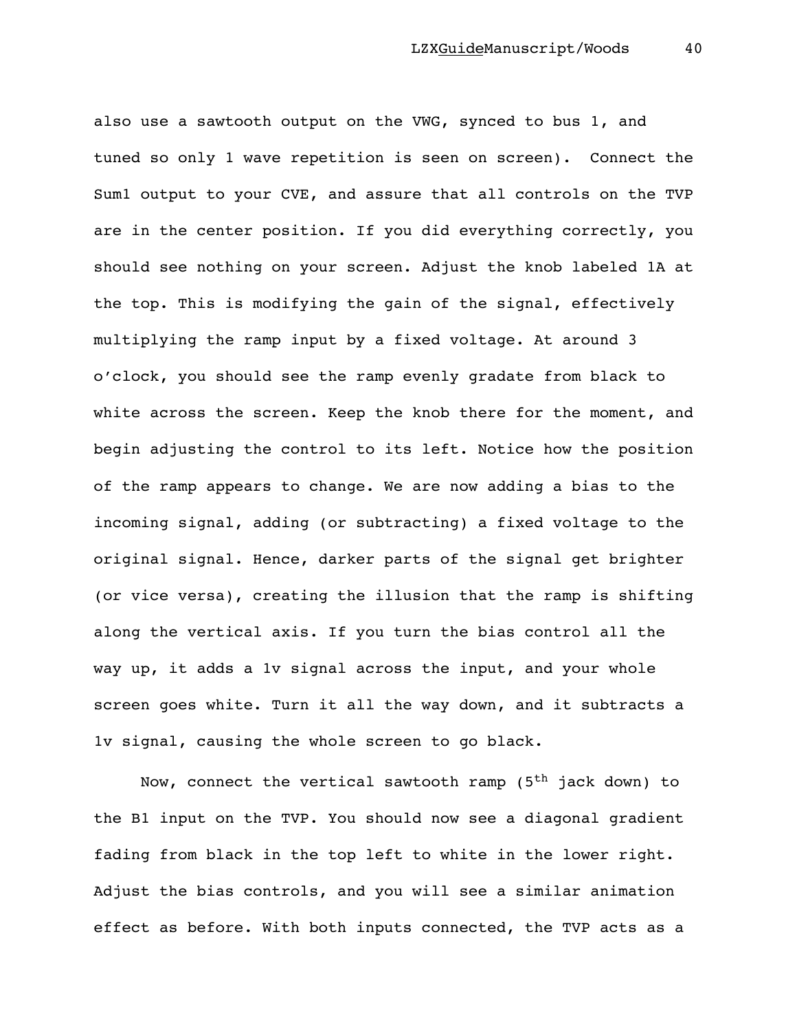also use a sawtooth output on the VWG, synced to bus 1, and tuned so only 1 wave repetition is seen on screen). Connect the Sum1 output to your CVE, and assure that all controls on the TVP are in the center position. If you did everything correctly, you should see nothing on your screen. Adjust the knob labeled 1A at the top. This is modifying the gain of the signal, effectively multiplying the ramp input by a fixed voltage. At around 3 o'clock, you should see the ramp evenly gradate from black to white across the screen. Keep the knob there for the moment, and begin adjusting the control to its left. Notice how the position of the ramp appears to change. We are now adding a bias to the incoming signal, adding (or subtracting) a fixed voltage to the original signal. Hence, darker parts of the signal get brighter (or vice versa), creating the illusion that the ramp is shifting along the vertical axis. If you turn the bias control all the way up, it adds a 1v signal across the input, and your whole screen goes white. Turn it all the way down, and it subtracts a 1v signal, causing the whole screen to go black.

Now, connect the vertical sawtooth ramp (5th jack down) to the B1 input on the TVP. You should now see a diagonal gradient fading from black in the top left to white in the lower right. Adjust the bias controls, and you will see a similar animation effect as before. With both inputs connected, the TVP acts as a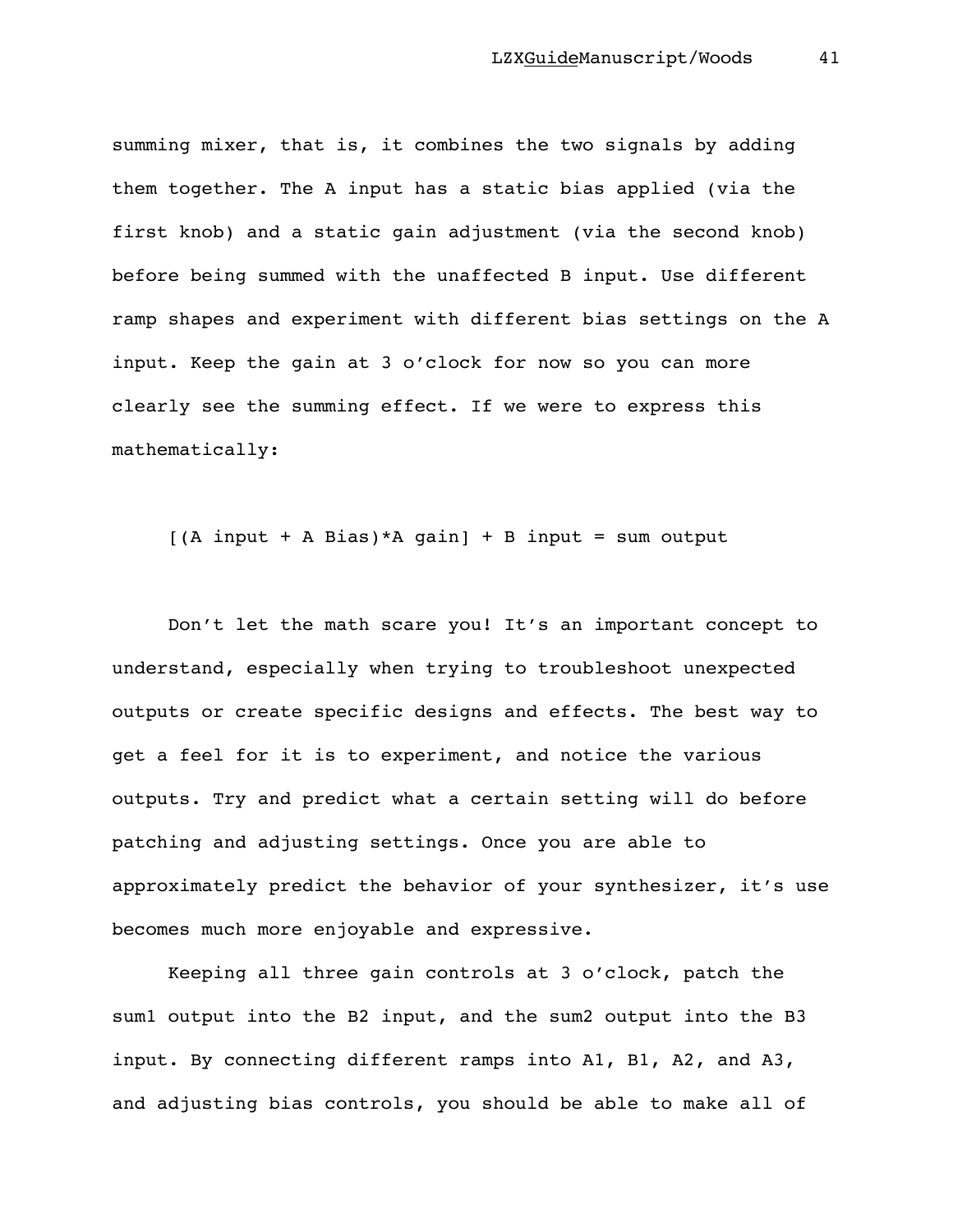summing mixer, that is, it combines the two signals by adding them together. The A input has a static bias applied (via the first knob) and a static gain adjustment (via the second knob) before being summed with the unaffected B input. Use different ramp shapes and experiment with different bias settings on the A input. Keep the gain at 3 o'clock for now so you can more clearly see the summing effect. If we were to express this mathematically:

$$[(\text{A input} + \text{A Bias}) * \text{A gain}] + \text{B input} = \text{sum output}$$

Don't let the math scare you! It's an important concept to understand, especially when trying to troubleshoot unexpected outputs or create specific designs and effects. The best way to get a feel for it is to experiment, and notice the various outputs. Try and predict what a certain setting will do before patching and adjusting settings. Once you are able to approximately predict the behavior of your synthesizer, it's use becomes much more enjoyable and expressive.

Keeping all three gain controls at 3 o'clock, patch the sum1 output into the B2 input, and the sum2 output into the B3 input. By connecting different ramps into A1, B1, A2, and A3, and adjusting bias controls, you should be able to make all of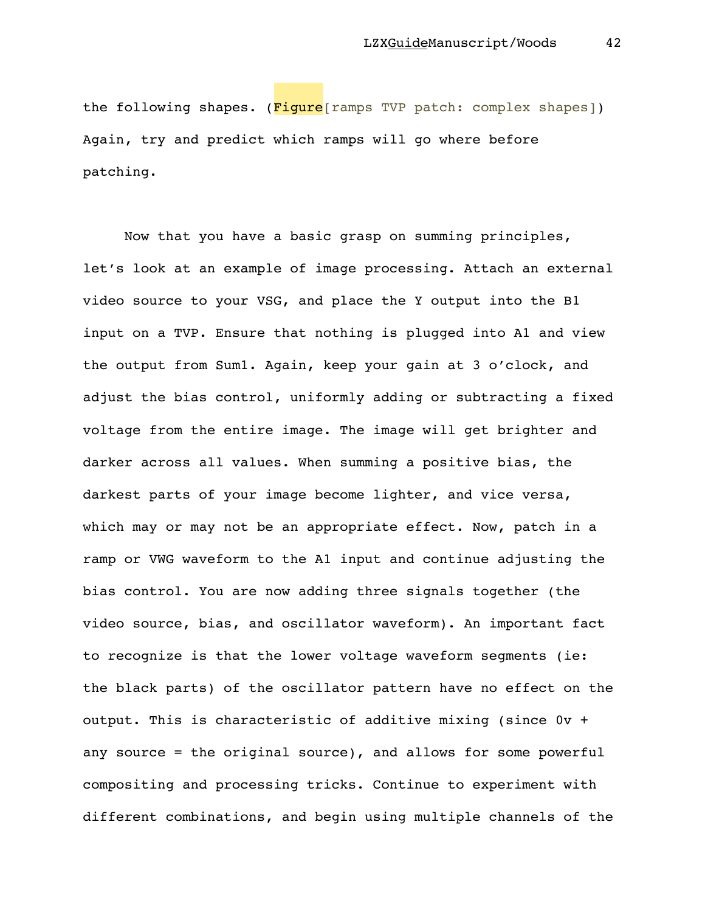the following shapes. (Figure[ramps TVP patch: complex shapes]) Again, try and predict which ramps will go where before patching.

Now that you have a basic grasp on summing principles, let's look at an example of image processing. Attach an external video source to your VSG, and place the Y output into the B1 input on a TVP. Ensure that nothing is plugged into A1 and view the output from Sum1. Again, keep your gain at 3 o'clock, and adjust the bias control, uniformly adding or subtracting a fixed voltage from the entire image. The image will get brighter and darker across all values. When summing a positive bias, the darkest parts of your image become lighter, and vice versa, which may or may not be an appropriate effect. Now, patch in a ramp or VWG waveform to the A1 input and continue adjusting the bias control. You are now adding three signals together (the video source, bias, and oscillator waveform). An important fact to recognize is that the lower voltage waveform segments (ie: the black parts) of the oscillator pattern have no effect on the output. This is characteristic of additive mixing (since 0v + any source = the original source), and allows for some powerful compositing and processing tricks. Continue to experiment with different combinations, and begin using multiple channels of the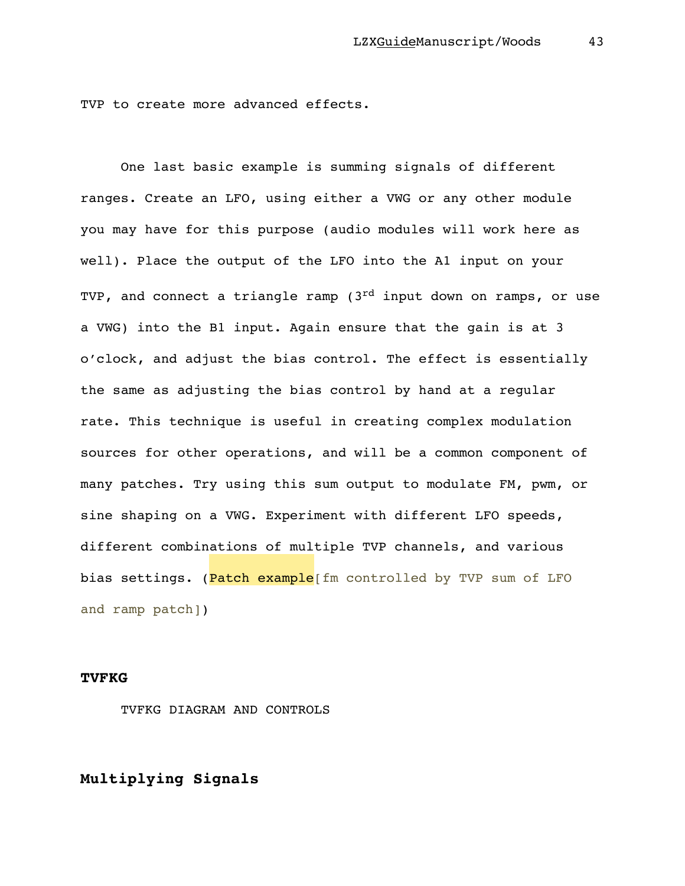TVP to create more advanced effects.

One last basic example is summing signals of different ranges. Create an LFO, using either a VWG or any other module you may have for this purpose (audio modules will work here as well). Place the output of the LFO into the A1 input on your TVP, and connect a triangle ramp (3rd input down on ramps, or use a VWG) into the B1 input. Again ensure that the gain is at 3 o'clock, and adjust the bias control. The effect is essentially the same as adjusting the bias control by hand at a regular rate. This technique is useful in creating complex modulation sources for other operations, and will be a common component of many patches. Try using this sum output to modulate FM, pwm, or sine shaping on a VWG. Experiment with different LFO speeds, different combinations of multiple TVP channels, and various bias settings. (Patch example[fm controlled by TVP sum of LFO and ramp patch])

**TVFKG**

TVFKG DIAGRAM AND CONTROLS

## Multiplying Signals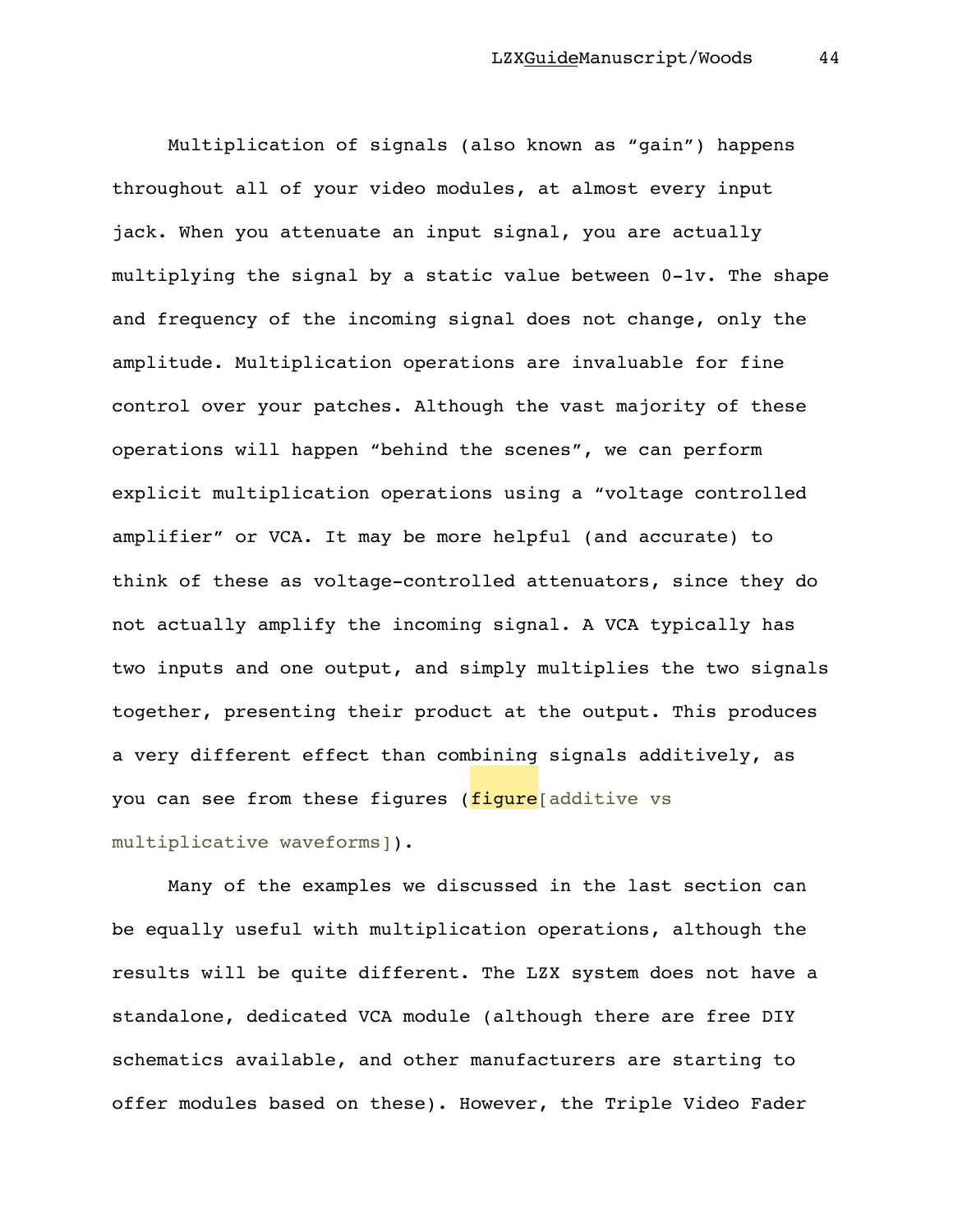Multiplication of signals (also known as "gain") happens throughout all of your video modules, at almost every input jack. When you attenuate an input signal, you are actually multiplying the signal by a static value between 0-1v. The shape and frequency of the incoming signal does not change, only the amplitude. Multiplication operations are invaluable for fine control over your patches. Although the vast majority of these operations will happen "behind the scenes", we can perform explicit multiplication operations using a "voltage controlled amplifier" or VCA. It may be more helpful (and accurate) to think of these as voltage-controlled attenuators, since they do not actually amplify the incoming signal. A VCA typically has two inputs and one output, and simply multiplies the two signals together, presenting their product at the output. This produces a very different effect than combining signals additively, as you can see from these figures (figure[additive vs multiplicative waveforms]).

Many of the examples we discussed in the last section can be equally useful with multiplication operations, although the results will be quite different. The LZX system does not have a standalone, dedicated VCA module (although there are free DIY schematics available, and other manufacturers are starting to offer modules based on these). However, the Triple Video Fader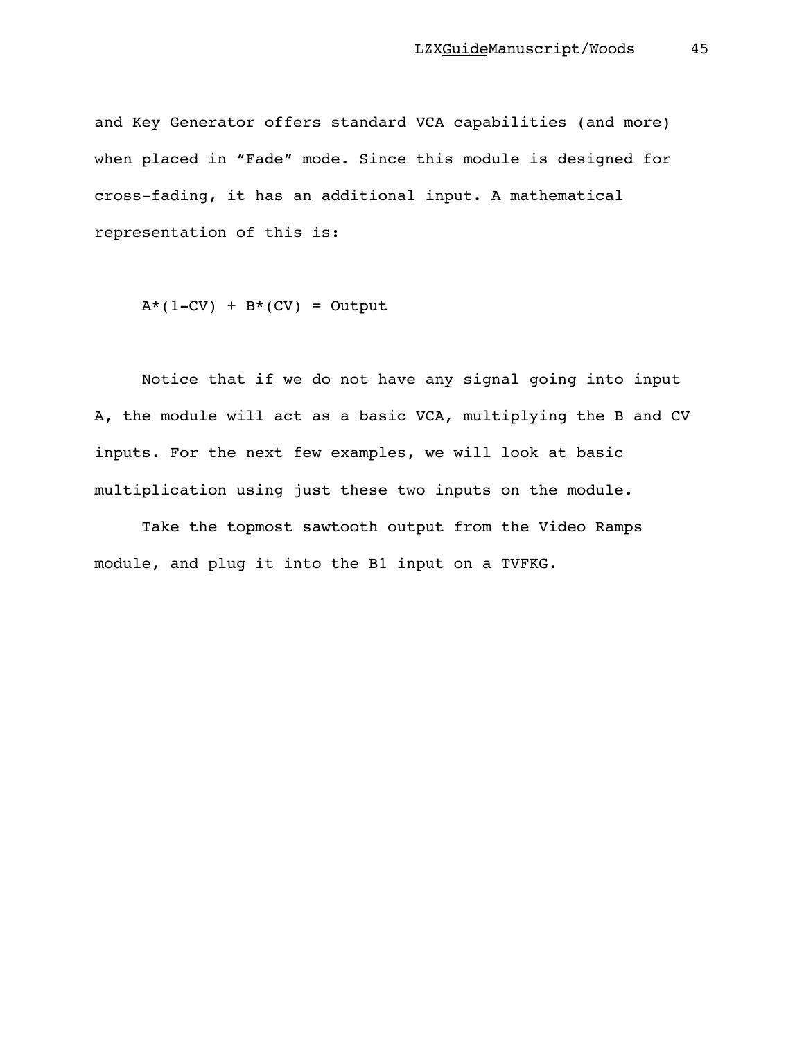and Key Generator offers standard VCA capabilities (and more) when placed in "Fade" mode. Since this module is designed for cross-fading, it has an additional input. A mathematical representation of this is:

$$A*(1-CV) + B*(CV) = Output$$

Notice that if we do not have any signal going into input A, the module will act as a basic VCA, multiplying the B and CV inputs. For the next few examples, we will look at basic multiplication using just these two inputs on the module.

Take the topmost sawtooth output from the Video Ramps module, and plug it into the B1 input on a TVFKG.